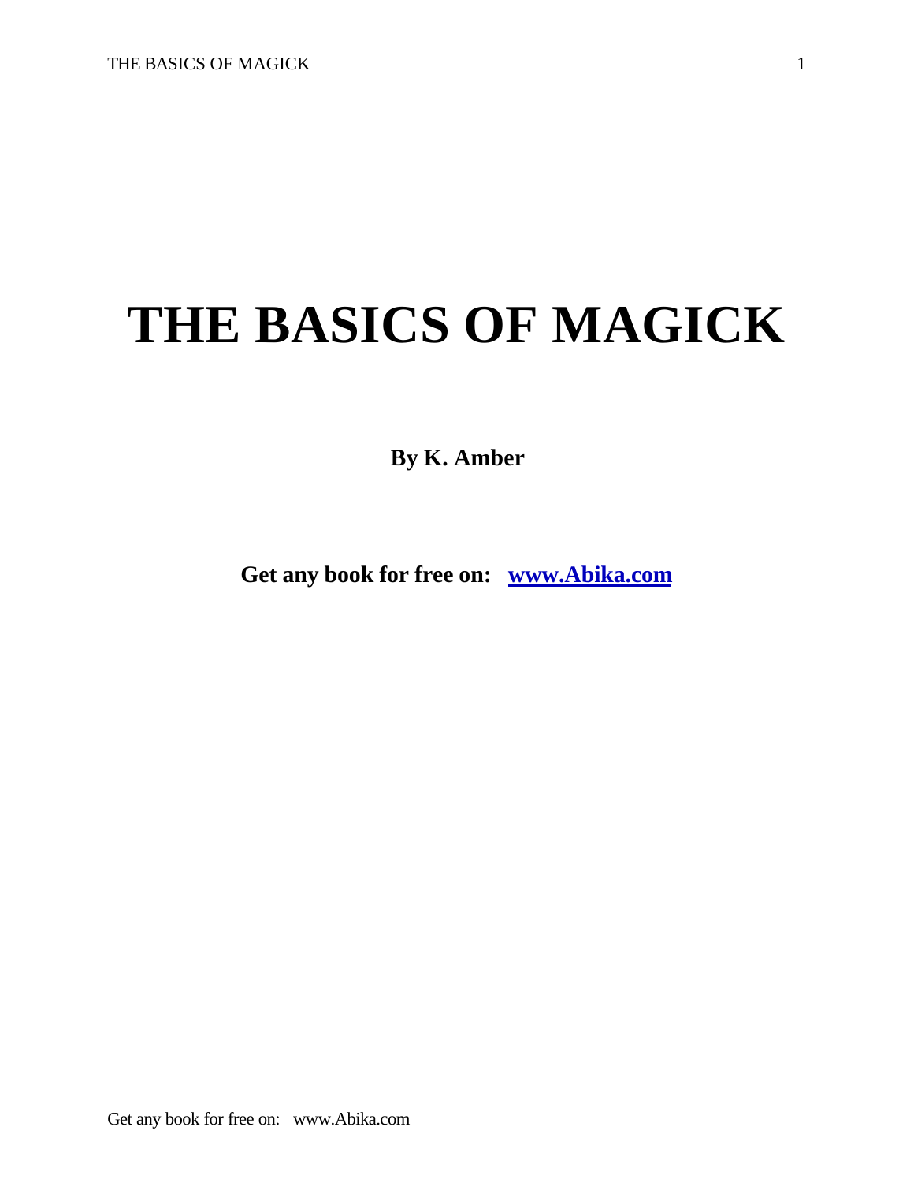# THE BASICS OF MAGICK

**By K. Amber**

**Get any book for free on: [www.Abika.com](http://www.Abika.com)**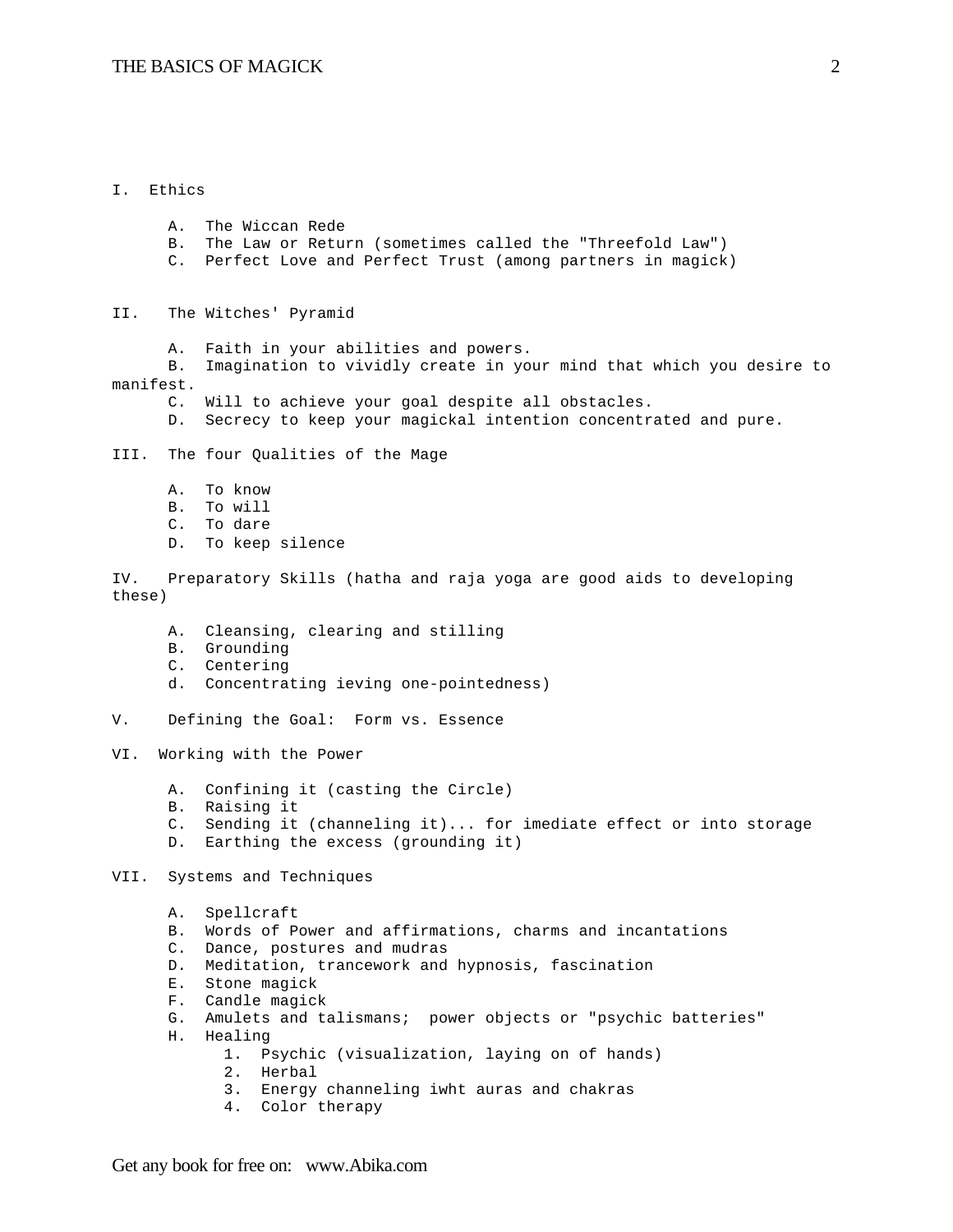I. Ethics

- A. The Wiccan Rede
- B. The Law or Return (sometimes called the "Threefold Law")
- C. Perfect Love and Perfect Trust (among partners in magick)

II. The Witches' Pyramid

- A. Faith in your abilities and powers.
- B. Imagination to vividly create in your mind that which you desire to manifest.
- C. Will to achieve your goal despite all obstacles.
- D. Secrecy to keep your magickal intention concentrated and pure.

III. The four Qualities of the Mage

- A. To know
- B. To will
- C. To dare
- D. To keep silence

IV. Preparatory Skills (hatha and raja yoga are good aids to developing these)

- A. Cleansing, clearing and stilling
- B. Grounding
- C. Centering
- d. Concentrating ieving one-pointedness)

V. Defining the Goal: Form vs. Essence

VI. Working with the Power

- A. Confining it (casting the Circle)
- B. Raising it
- C. Sending it (channeling it)... for imediate effect or into storage
- D. Earthing the excess (grounding it)

VII. Systems and Techniques

- A. Spellcraft
- B. Words of Power and affirmations, charms and incantations
- C. Dance, postures and mudras
- D. Meditation, trancework and hypnosis, fascination
- E. Stone magick
- F. Candle magick
- G. Amulets and talismans; power objects or "psychic batteries"
- H. Healing
  1. Psychic (visualization, laying on of hands)
  2. Herbal
  3. Energy channeling iwht auras and chakras
  4. Color therapy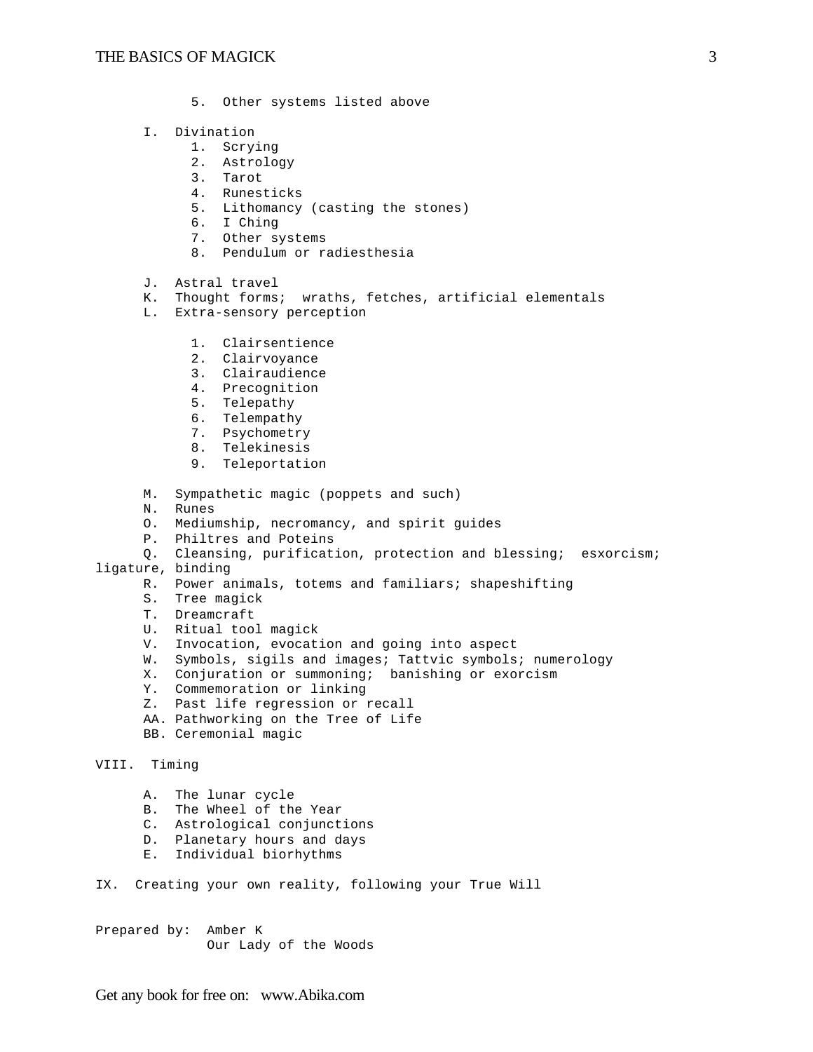5. Other systems listed above

I. Divination
   1. Scrying
   2. Astrology
   3. Tarot
   4. Runesticks
   5. Lithomancy (casting the stones)
   6. I Ching
   7. Other systems
   8. Pendulum or radiesthesia

J. Astral travel
K. Thought forms; wraths, fetches, artificial elementals
L. Extra-sensory perception

   1. Clairsentience
   2. Clairvoyance
   3. Clairaudience
   4. Precognition
   5. Telepathy
   6. Telempathy
   7. Psychometry
   8. Telekinesis
   9. Teleportation

M. Sympathetic magic (poppets and such)
N. Runes
O. Mediumship, necromancy, and spirit guides
P. Philtres and Poteins
Q. Cleansing, purification, protection and blessing; esxorcism; ligature, binding
R. Power animals, totems and familiars; shapeshifting
S. Tree magick
T. Dreamcraft
U. Ritual tool magick
V. Invocation, evocation and going into aspect
W. Symbols, sigils and images; Tattvic symbols; numerology
X. Conjuration or summoning; banishing or exorcism
Y. Commemoration or linking
Z. Past life regression or recall
AA. Pathworking on the Tree of Life
BB. Ceremonial magic

VIII. Timing

A. The lunar cycle
B. The Wheel of the Year
C. Astrological conjunctions
D. Planetary hours and days
E. Individual biorhythms

IX. Creating your own reality, following your True Will

Prepared by: Amber K
Our Lady of the Woods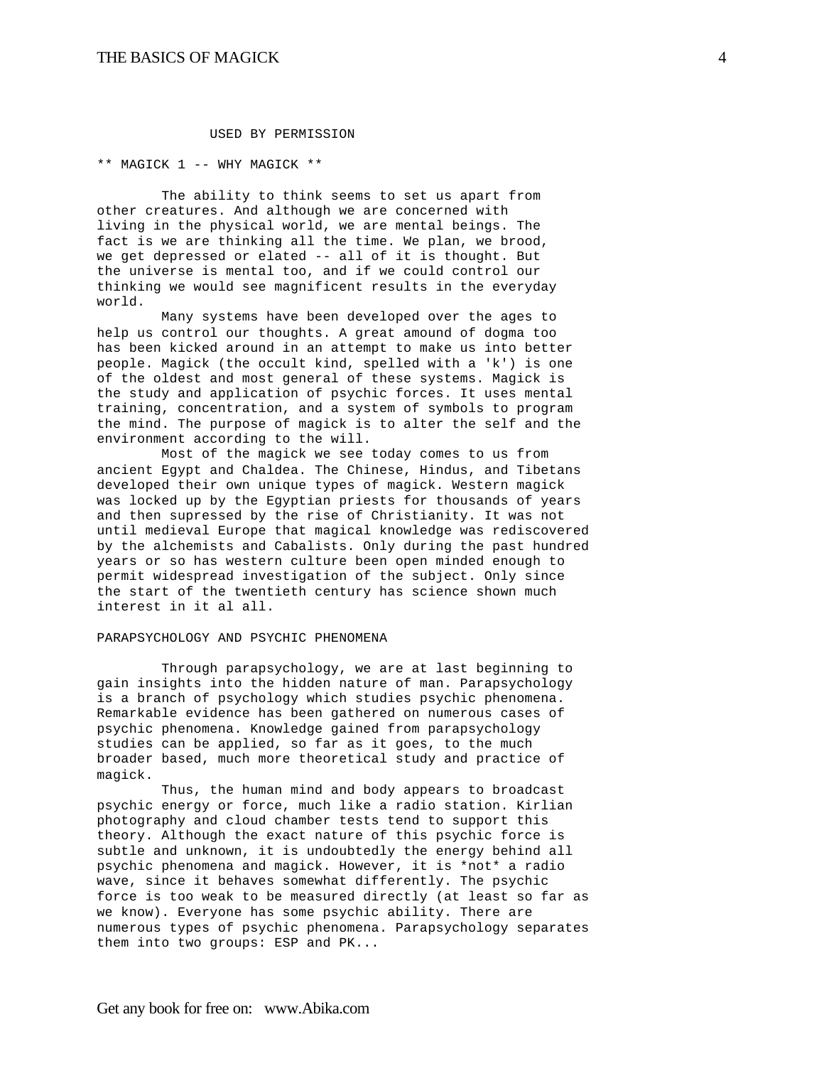USED BY PERMISSION

## ** MAGICK 1 -- WHY MAGICK **

The ability to think seems to set us apart from other creatures. And although we are concerned with living in the physical world, we are mental beings. The fact is we are thinking all the time. We plan, we brood, we get depressed or elated -- all of it is thought. But the universe is mental too, and if we could control our thinking we would see magnificent results in the everyday world.

Many systems have been developed over the ages to help us control our thoughts. A great amound of dogma too has been kicked around in an attempt to make us into better people. Magick (the occult kind, spelled with a 'k') is one of the oldest and most general of these systems. Magick is the study and application of psychic forces. It uses mental training, concentration, and a system of symbols to program the mind. The purpose of magick is to alter the self and the environment according to the will.

Most of the magick we see today comes to us from ancient Egypt and Chaldea. The Chinese, Hindus, and Tibetans developed their own unique types of magick. Western magick was locked up by the Egyptian priests for thousands of years and then supressed by the rise of Christianity. It was not until medieval Europe that magical knowledge was rediscovered by the alchemists and Cabalists. Only during the past hundred years or so has western culture been open minded enough to permit widespread investigation of the subject. Only since the start of the twentieth century has science shown much interest in it al all.

### PARAPSYCHOLOGY AND PSYCHIC PHENOMENA

Through parapsychology, we are at last beginning to gain insights into the hidden nature of man. Parapsychology is a branch of psychology which studies psychic phenomena. Remarkable evidence has been gathered on numerous cases of psychic phenomena. Knowledge gained from parapsychology studies can be applied, so far as it goes, to the much broader based, much more theoretical study and practice of magick.

Thus, the human mind and body appears to broadcast psychic energy or force, much like a radio station. Kirlian photography and cloud chamber tests tend to support this theory. Although the exact nature of this psychic force is subtle and unknown, it is undoubtedly the energy behind all psychic phenomena and magick. However, it is *not* a radio wave, since it behaves somewhat differently. The psychic force is too weak to be measured directly (at least so far as we know). Everyone has some psychic ability. There are numerous types of psychic phenomena. Parapsychology separates them into two groups: ESP and PK...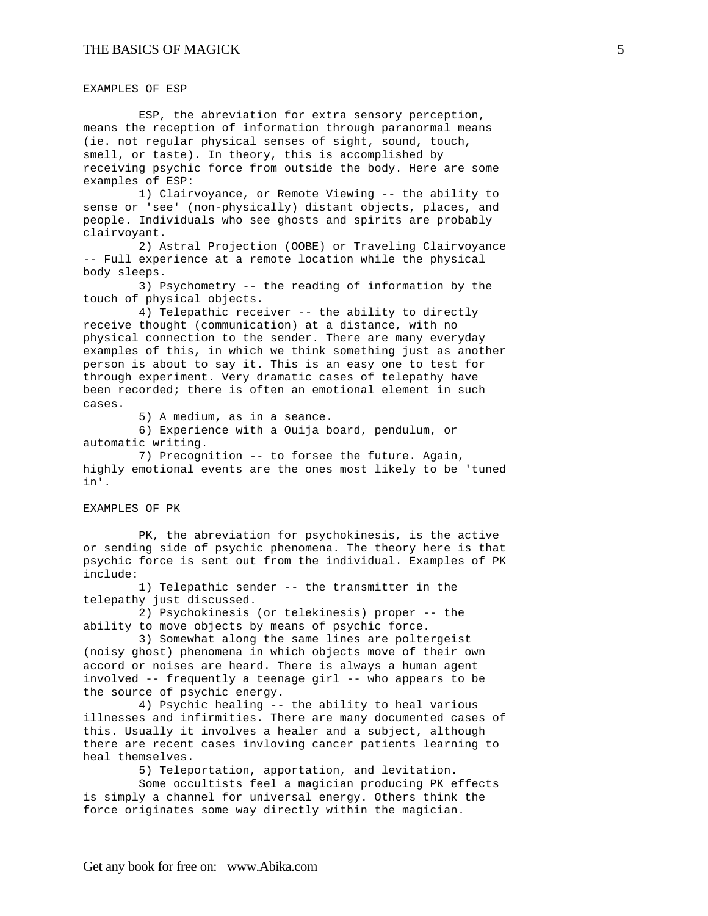## EXAMPLES OF ESP

ESP, the abreviation for extra sensory perception, means the reception of information through paranormal means (ie. not regular physical senses of sight, sound, touch, smell, or taste). In theory, this is accomplished by receiving psychic force from outside the body. Here are some examples of ESP:

1) Clairvoyance, or Remote Viewing -- the ability to sense or 'see' (non-physically) distant objects, places, and people. Individuals who see ghosts and spirits are probably clairvoyant.

2) Astral Projection (OOBE) or Traveling Clairvoyance -- Full experience at a remote location while the physical body sleeps.

3) Psychometry -- the reading of information by the touch of physical objects.

4) Telepathic receiver -- the ability to directly receive thought (communication) at a distance, with no physical connection to the sender. There are many everyday examples of this, in which we think something just as another person is about to say it. This is an easy one to test for through experiment. Very dramatic cases of telepathy have been recorded; there is often an emotional element in such cases.

5) A medium, as in a seance.

6) Experience with a Ouija board, pendulum, or automatic writing.

7) Precognition -- to forsee the future. Again, highly emotional events are the ones most likely to be 'tuned in'.

## EXAMPLES OF PK

PK, the abreviation for psychokinesis, is the active or sending side of psychic phenomena. The theory here is that psychic force is sent out from the individual. Examples of PK include:

1) Telepathic sender -- the transmitter in the telepathy just discussed.

2) Psychokinesis (or telekinesis) proper -- the ability to move objects by means of psychic force.

3) Somewhat along the same lines are poltergeist (noisy ghost) phenomena in which objects move of their own accord or noises are heard. There is always a human agent involved -- frequently a teenage girl -- who appears to be the source of psychic energy.

4) Psychic healing -- the ability to heal various illnesses and infirmities. There are many documented cases of this. Usually it involves a healer and a subject, although there are recent cases invloving cancer patients learning to heal themselves.

5) Teleportation, apportation, and levitation.

Some occultists feel a magician producing PK effects is simply a channel for universal energy. Others think the force originates some way directly within the magician.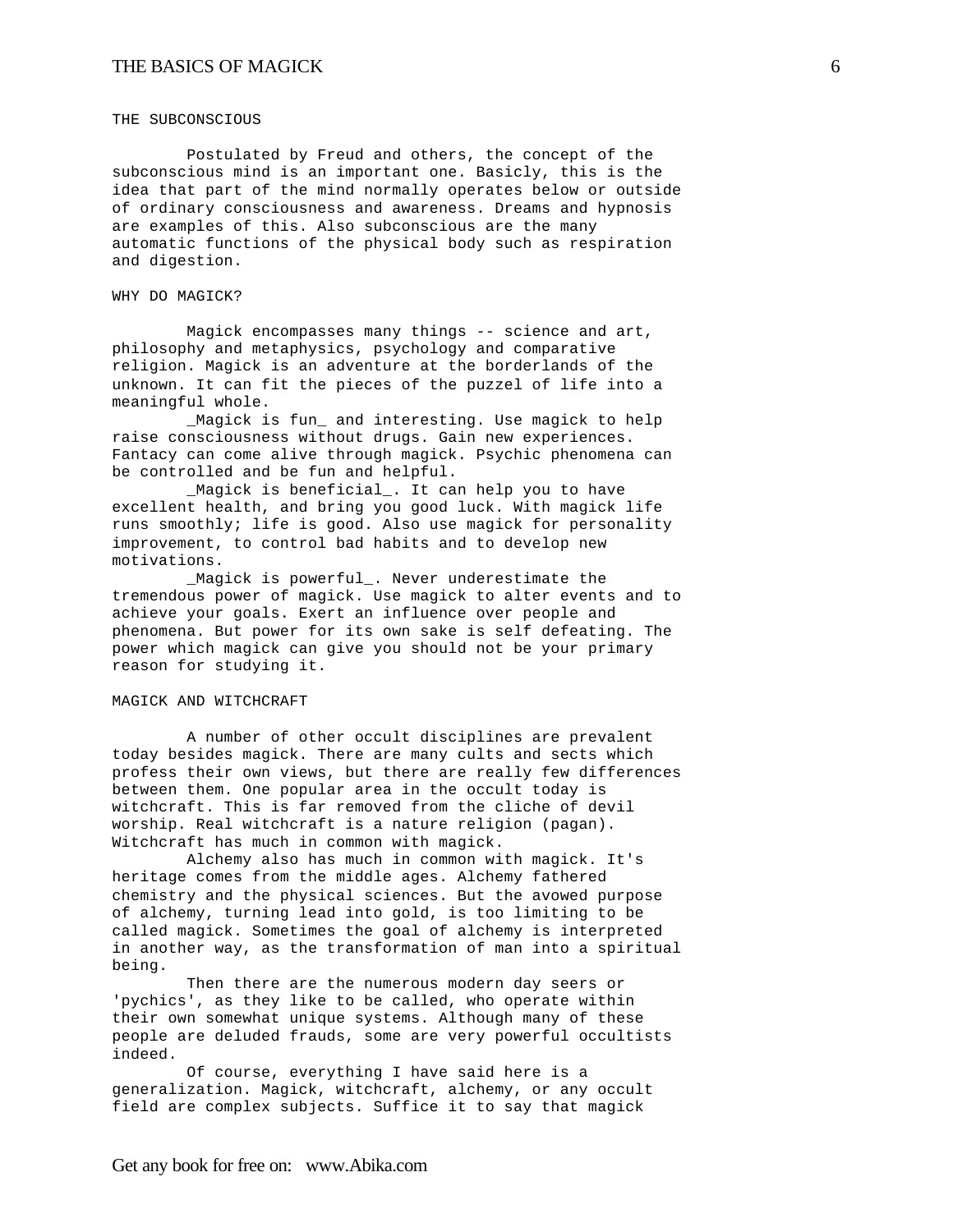## THE SUBCONSCIOUS

Postulated by Freud and others, the concept of the subconscious mind is an important one. Basicly, this is the idea that part of the mind normally operates below or outside of ordinary consciousness and awareness. Dreams and hypnosis are examples of this. Also subconscious are the many automatic functions of the physical body such as respiration and digestion.

## WHY DO MAGICK?

Magick encompasses many things -- science and art, philosophy and metaphysics, psychology and comparative religion. Magick is an adventure at the borderlands of the unknown. It can fit the pieces of the puzzel of life into a meaningful whole.

_Magick is fun_ and interesting. Use magick to help raise consciousness without drugs. Gain new experiences. Fantacy can come alive through magick. Psychic phenomena can be controlled and be fun and helpful.

_Magick is beneficial_. It can help you to have excellent health, and bring you good luck. With magick life runs smoothly; life is good. Also use magick for personality improvement, to control bad habits and to develop new motivations.

_Magick is powerful_. Never underestimate the tremendous power of magick. Use magick to alter events and to achieve your goals. Exert an influence over people and phenomena. But power for its own sake is self defeating. The power which magick can give you should not be your primary reason for studying it.

## MAGICK AND WITCHCRAFT

A number of other occult disciplines are prevalent today besides magick. There are many cults and sects which profess their own views, but there are really few differences between them. One popular area in the occult today is witchcraft. This is far removed from the cliche of devil worship. Real witchcraft is a nature religion (pagan). Witchcraft has much in common with magick.

Alchemy also has much in common with magick. It's heritage comes from the middle ages. Alchemy fathered chemistry and the physical sciences. But the avowed purpose of alchemy, turning lead into gold, is too limiting to be called magick. Sometimes the goal of alchemy is interpreted in another way, as the transformation of man into a spiritual being.

Then there are the numerous modern day seers or 'pychics', as they like to be called, who operate within their own somewhat unique systems. Although many of these people are deluded frauds, some are very powerful occultists indeed.

Of course, everything I have said here is a generalization. Magick, witchcraft, alchemy, or any occult field are complex subjects. Suffice it to say that magick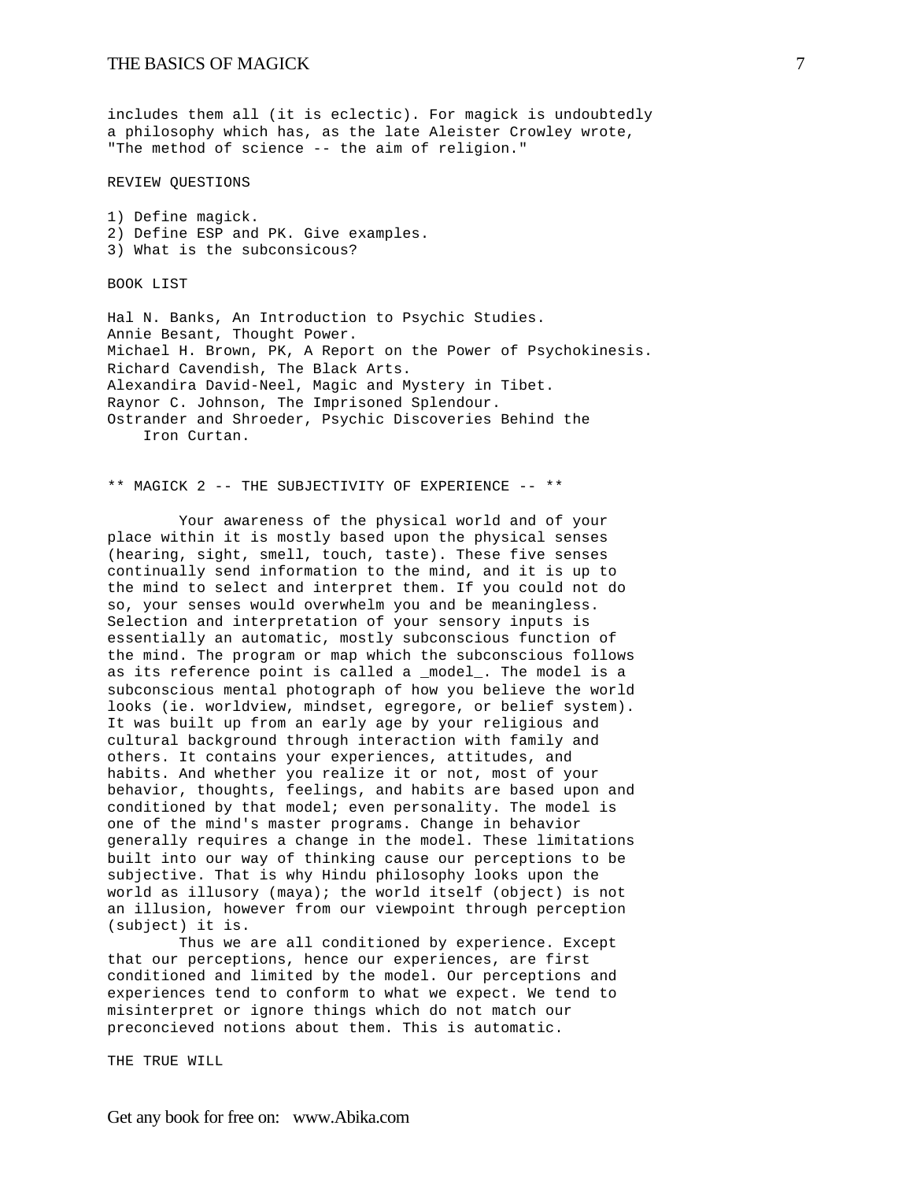includes them all (it is eclectic). For magick is undoubtedly a philosophy which has, as the late Aleister Crowley wrote, "The method of science -- the aim of religion."

REVIEW QUESTIONS

1) Define magick.
2) Define ESP and PK. Give examples.
3) What is the subconsicous?

BOOK LIST

Hal N. Banks, An Introduction to Psychic Studies.
Annie Besant, Thought Power.
Michael H. Brown, PK, A Report on the Power of Psychokinesis.
Richard Cavendish, The Black Arts.
Alexandira David-Neel, Magic and Mystery in Tibet.
Raynor C. Johnson, The Imprisoned Splendour.
Ostrander and Shroeder, Psychic Discoveries Behind the Iron Curtan.

## ** MAGICK 2 -- THE SUBJECTIVITY OF EXPERIENCE -- **

Your awareness of the physical world and of your place within it is mostly based upon the physical senses (hearing, sight, smell, touch, taste). These five senses continually send information to the mind, and it is up to the mind to select and interpret them. If you could not do so, your senses would overwhelm you and be meaningless. Selection and interpretation of your sensory inputs is essentially an automatic, mostly subconscious function of the mind. The program or map which the subconscious follows as its reference point is called a _model_. The model is a subconscious mental photograph of how you believe the world looks (ie. worldview, mindset, egregore, or belief system). It was built up from an early age by your religious and cultural background through interaction with family and others. It contains your experiences, attitudes, and habits. And whether you realize it or not, most of your behavior, thoughts, feelings, and habits are based upon and conditioned by that model; even personality. The model is one of the mind's master programs. Change in behavior generally requires a change in the model. These limitations built into our way of thinking cause our perceptions to be subjective. That is why Hindu philosophy looks upon the world as illusory (maya); the world itself (object) is not an illusion, however from our viewpoint through perception (subject) it is.

Thus we are all conditioned by experience. Except that our perceptions, hence our experiences, are first conditioned and limited by the model. Our perceptions and experiences tend to conform to what we expect. We tend to misinterpret or ignore things which do not match our preconcieved notions about them. This is automatic.

THE TRUE WILL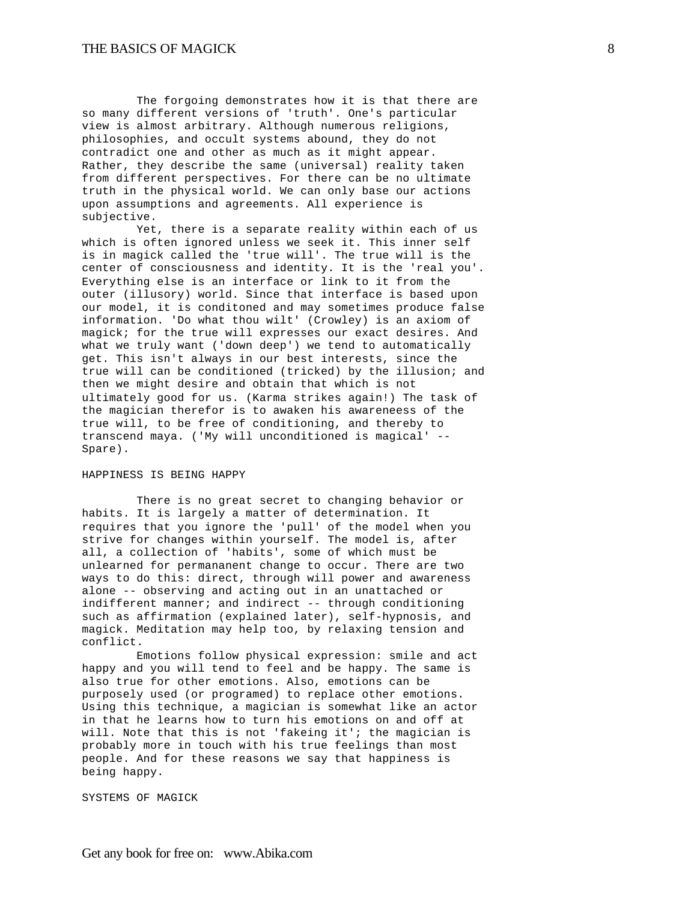The forgoing demonstrates how it is that there are so many different versions of 'truth'. One's particular view is almost arbitrary. Although numerous religions, philosophies, and occult systems abound, they do not contradict one and other as much as it might appear. Rather, they describe the same (universal) reality taken from different perspectives. For there can be no ultimate truth in the physical world. We can only base our actions upon assumptions and agreements. All experience is subjective.

Yet, there is a separate reality within each of us which is often ignored unless we seek it. This inner self is in magick called the 'true will'. The true will is the center of consciousness and identity. It is the 'real you'. Everything else is an interface or link to it from the outer (illusory) world. Since that interface is based upon our model, it is conditoned and may sometimes produce false information. 'Do what thou wilt' (Crowley) is an axiom of magick; for the true will expresses our exact desires. And what we truly want ('down deep') we tend to automatically get. This isn't always in our best interests, since the true will can be conditioned (tricked) by the illusion; and then we might desire and obtain that which is not ultimately good for us. (Karma strikes again!) The task of the magician therefor is to awaken his awareneess of the true will, to be free of conditioning, and thereby to transcend maya. ('My will unconditioned is magical' -- Spare).

## HAPPINESS IS BEING HAPPY

There is no great secret to changing behavior or habits. It is largely a matter of determination. It requires that you ignore the 'pull' of the model when you strive for changes within yourself. The model is, after all, a collection of 'habits', some of which must be unlearned for permananent change to occur. There are two ways to do this: direct, through will power and awareness alone -- observing and acting out in an unattached or indifferent manner; and indirect -- through conditioning such as affirmation (explained later), self-hypnosis, and magick. Meditation may help too, by relaxing tension and conflict.

Emotions follow physical expression: smile and act happy and you will tend to feel and be happy. The same is also true for other emotions. Also, emotions can be purposely used (or programed) to replace other emotions. Using this technique, a magician is somewhat like an actor in that he learns how to turn his emotions on and off at will. Note that this is not 'fakeing it'; the magician is probably more in touch with his true feelings than most people. And for these reasons we say that happiness is being happy.

## SYSTEMS OF MAGICK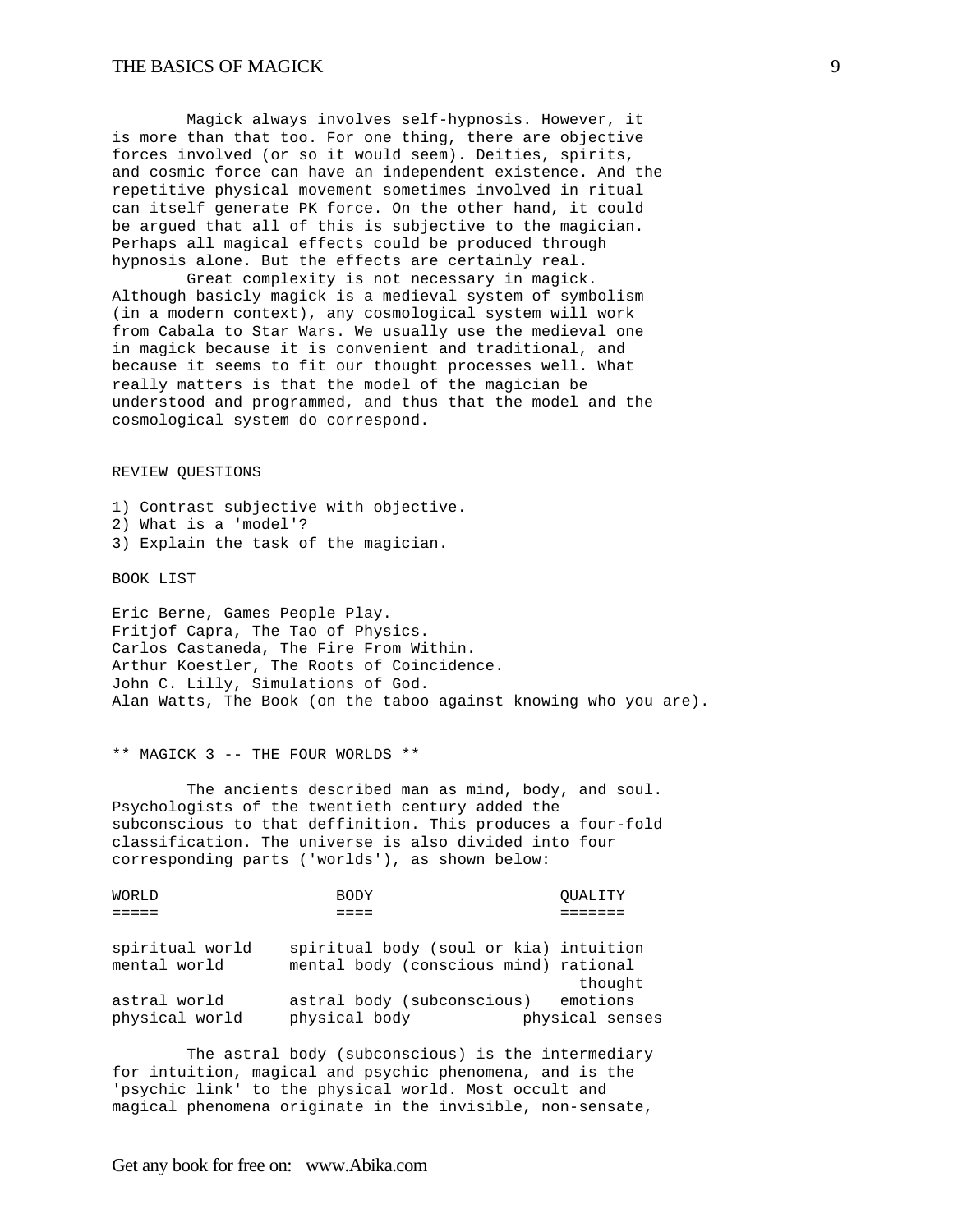Magick always involves self-hypnosis. However, it is more than that too. For one thing, there are objective forces involved (or so it would seem). Deities, spirits, and cosmic force can have an independent existence. And the repetitive physical movement sometimes involved in ritual can itself generate PK force. On the other hand, it could be argued that all of this is subjective to the magician. Perhaps all magical effects could be produced through hypnosis alone. But the effects are certainly real.

Great complexity is not necessary in magick. Although basicly magick is a medieval system of symbolism (in a modern context), any cosmological system will work from Cabala to Star Wars. We usually use the medieval one in magick because it is convenient and traditional, and because it seems to fit our thought processes well. What really matters is that the model of the magician be understood and programmed, and thus that the model and the cosmological system do correspond.

REVIEW QUESTIONS

1) Contrast subjective with objective.
2) What is a 'model'?
3) Explain the task of the magician.

BOOK LIST

Eric Berne, Games People Play.
Fritjof Capra, The Tao of Physics.
Carlos Castaneda, The Fire From Within.
Arthur Koestler, The Roots of Coincidence.
John C. Lilly, Simulations of God.
Alan Watts, The Book (on the taboo against knowing who you are).

## ** MAGICK 3 -- THE FOUR WORLDS **

The ancients described man as mind, body, and soul. Psychologists of the twentieth century added the subconscious to that deffinition. This produces a four-fold classification. The universe is also divided into four corresponding parts ('worlds'), as shown below:

| WORLD | BODY | QUALITY |
|---|---|---|
| spiritual world | spiritual body (soul or kia) | intuition |
| mental world | mental body (conscious mind) | rational thought |
| astral world | astral body (subconscious) | emotions |
| physical world | physical body | physical senses |

The astral body (subconscious) is the intermediary for intuition, magical and psychic phenomena, and is the 'psychic link' to the physical world. Most occult and magical phenomena originate in the invisible, non-sensate,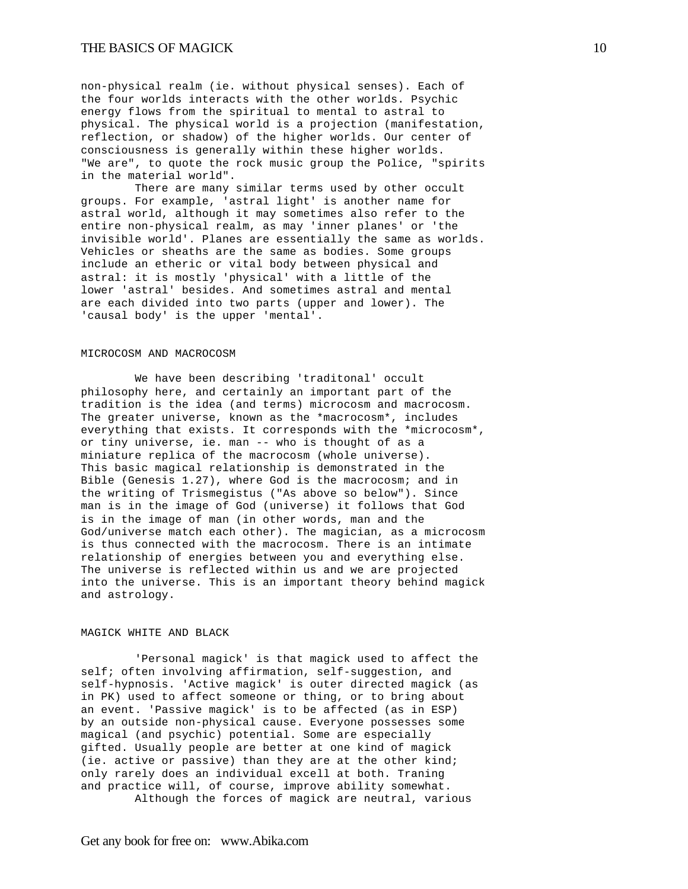non-physical realm (ie. without physical senses). Each of the four worlds interacts with the other worlds. Psychic energy flows from the spiritual to mental to astral to physical. The physical world is a projection (manifestation, reflection, or shadow) of the higher worlds. Our center of consciousness is generally within these higher worlds. "We are", to quote the rock music group the Police, "spirits in the material world".

There are many similar terms used by other occult groups. For example, 'astral light' is another name for astral world, although it may sometimes also refer to the entire non-physical realm, as may 'inner planes' or 'the invisible world'. Planes are essentially the same as worlds. Vehicles or sheaths are the same as bodies. Some groups include an etheric or vital body between physical and astral: it is mostly 'physical' with a little of the lower 'astral' besides. And sometimes astral and mental are each divided into two parts (upper and lower). The 'causal body' is the upper 'mental'.

## MICROCOSM AND MACROCOSM

We have been describing 'traditonal' occult philosophy here, and certainly an important part of the tradition is the idea (and terms) microcosm and macrocosm. The greater universe, known as the *macrocosm*, includes everything that exists. It corresponds with the *microcosm*, or tiny universe, ie. man -- who is thought of as a miniature replica of the macrocosm (whole universe). This basic magical relationship is demonstrated in the Bible (Genesis 1.27), where God is the macrocosm; and in the writing of Trismegistus ("As above so below"). Since man is in the image of God (universe) it follows that God is in the image of man (in other words, man and the God/universe match each other). The magician, as a microcosm is thus connected with the macrocosm. There is an intimate relationship of energies between you and everything else. The universe is reflected within us and we are projected into the universe. This is an important theory behind magick and astrology.

## MAGICK WHITE AND BLACK

'Personal magick' is that magick used to affect the self; often involving affirmation, self-suggestion, and self-hypnosis. 'Active magick' is outer directed magick (as in PK) used to affect someone or thing, or to bring about an event. 'Passive magick' is to be affected (as in ESP) by an outside non-physical cause. Everyone possesses some magical (and psychic) potential. Some are especially gifted. Usually people are better at one kind of magick (ie. active or passive) than they are at the other kind; only rarely does an individual excell at both. Traning and practice will, of course, improve ability somewhat.

Although the forces of magick are neutral, various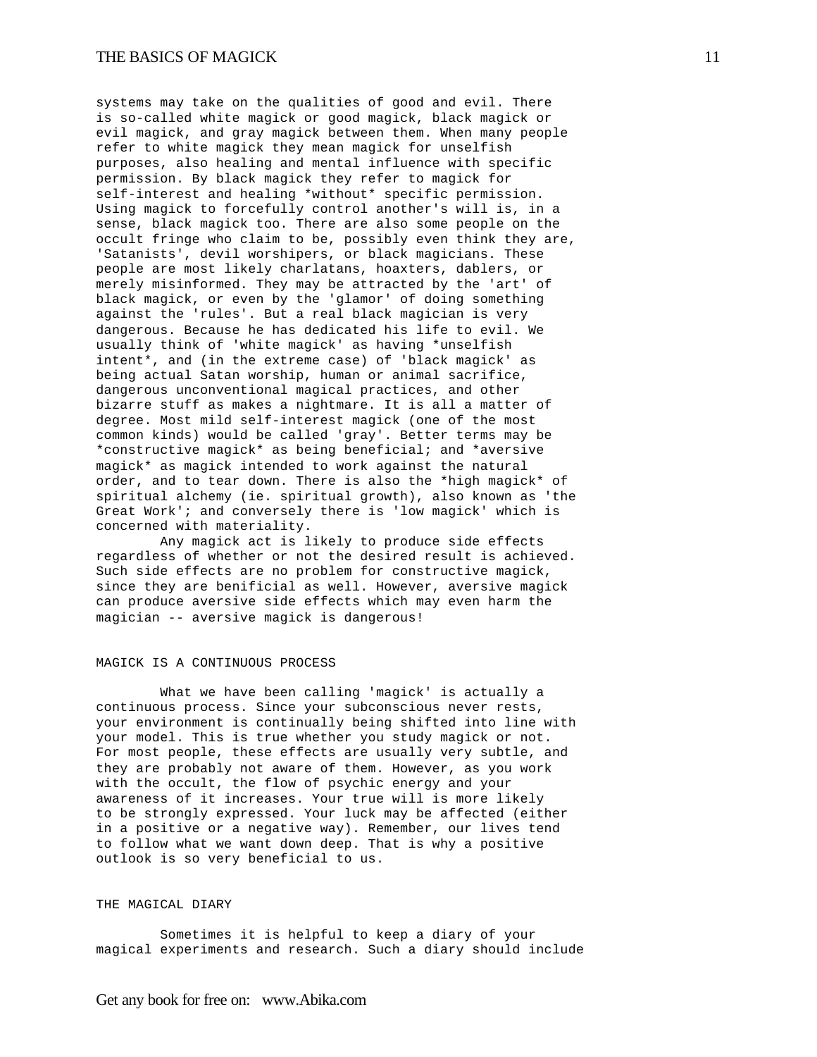systems may take on the qualities of good and evil. There is so-called white magick or good magick, black magick or evil magick, and gray magick between them. When many people refer to white magick they mean magick for unselfish purposes, also healing and mental influence with specific permission. By black magick they refer to magick for self-interest and healing *without* specific permission. Using magick to forcefully control another's will is, in a sense, black magick too. There are also some people on the occult fringe who claim to be, possibly even think they are, 'Satanists', devil worshipers, or black magicians. These people are most likely charlatans, hoaxters, dablers, or merely misinformed. They may be attracted by the 'art' of black magick, or even by the 'glamor' of doing something against the 'rules'. But a real black magician is very dangerous. Because he has dedicated his life to evil. We usually think of 'white magick' as having *unselfish intent*, and (in the extreme case) of 'black magick' as being actual Satan worship, human or animal sacrifice, dangerous unconventional magical practices, and other bizarre stuff as makes a nightmare. It is all a matter of degree. Most mild self-interest magick (one of the most common kinds) would be called 'gray'. Better terms may be *constructive magick* as being beneficial; and *aversive magick* as magick intended to work against the natural order, and to tear down. There is also the *high magick* of spiritual alchemy (ie. spiritual growth), also known as 'the Great Work'; and conversely there is 'low magick' which is concerned with materiality.

Any magick act is likely to produce side effects regardless of whether or not the desired result is achieved. Such side effects are no problem for constructive magick, since they are benificial as well. However, aversive magick can produce aversive side effects which may even harm the magician -- aversive magick is dangerous!

## MAGICK IS A CONTINUOUS PROCESS

What we have been calling 'magick' is actually a continuous process. Since your subconscious never rests, your environment is continually being shifted into line with your model. This is true whether you study magick or not. For most people, these effects are usually very subtle, and they are probably not aware of them. However, as you work with the occult, the flow of psychic energy and your awareness of it increases. Your true will is more likely to be strongly expressed. Your luck may be affected (either in a positive or a negative way). Remember, our lives tend to follow what we want down deep. That is why a positive outlook is so very beneficial to us.

## THE MAGICAL DIARY

Sometimes it is helpful to keep a diary of your magical experiments and research. Such a diary should include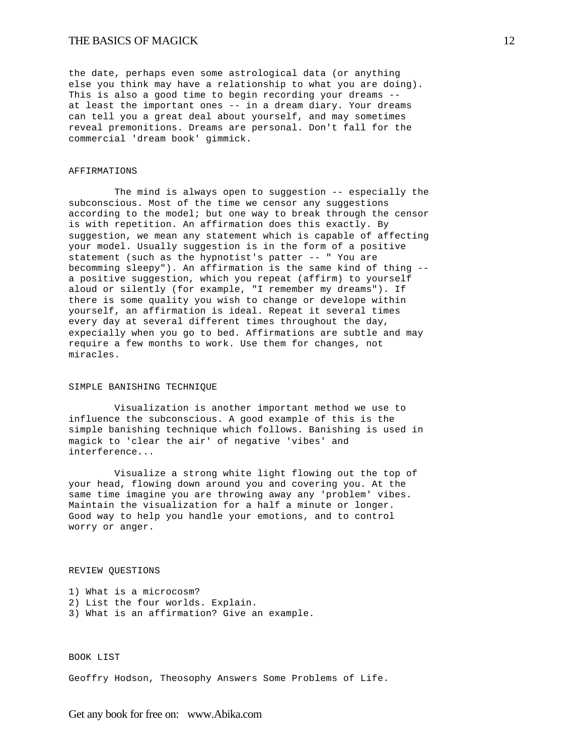the date, perhaps even some astrological data (or anything else you think may have a relationship to what you are doing). This is also a good time to begin recording your dreams -- at least the important ones -- in a dream diary. Your dreams can tell you a great deal about yourself, and may sometimes reveal premonitions. Dreams are personal. Don't fall for the commercial 'dream book' gimmick.

## AFFIRMATIONS

The mind is always open to suggestion -- especially the subconscious. Most of the time we censor any suggestions according to the model; but one way to break through the censor is with repetition. An affirmation does this exactly. By suggestion, we mean any statement which is capable of affecting your model. Usually suggestion is in the form of a positive statement (such as the hypnotist's patter -- " You are becomming sleepy"). An affirmation is the same kind of thing -- a positive suggestion, which you repeat (affirm) to yourself aloud or silently (for example, "I remember my dreams"). If there is some quality you wish to change or develope within yourself, an affirmation is ideal. Repeat it several times every day at several different times throughout the day, expecially when you go to bed. Affirmations are subtle and may require a few months to work. Use them for changes, not miracles.

## SIMPLE BANISHING TECHNIQUE

Visualization is another important method we use to influence the subconscious. A good example of this is the simple banishing technique which follows. Banishing is used in magick to 'clear the air' of negative 'vibes' and interference...

Visualize a strong white light flowing out the top of your head, flowing down around you and covering you. At the same time imagine you are throwing away any 'problem' vibes. Maintain the visualization for a half a minute or longer. Good way to help you handle your emotions, and to control worry or anger.

## REVIEW QUESTIONS

1) What is a microcosm?
2) List the four worlds. Explain.
3) What is an affirmation? Give an example.

## BOOK LIST

Geoffry Hodson, Theosophy Answers Some Problems of Life.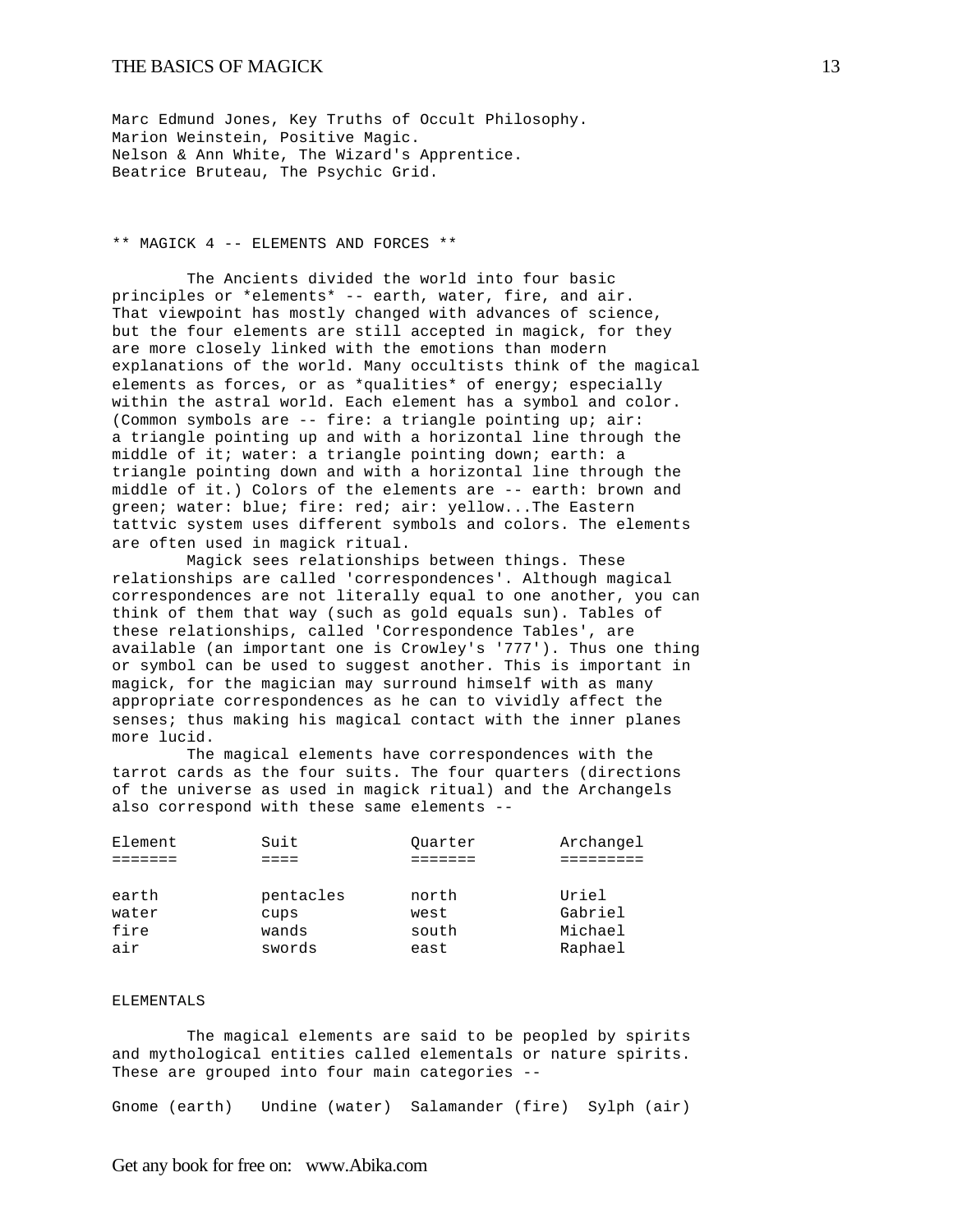Marc Edmund Jones, Key Truths of Occult Philosophy.
Marion Weinstein, Positive Magic.
Nelson & Ann White, The Wizard's Apprentice.
Beatrice Bruteau, The Psychic Grid.

## ** MAGICK 4 -- ELEMENTS AND FORCES **

The Ancients divided the world into four basic principles or *elements* -- earth, water, fire, and air. That viewpoint has mostly changed with advances of science, but the four elements are still accepted in magick, for they are more closely linked with the emotions than modern explanations of the world. Many occultists think of the magical elements as forces, or as *qualities* of energy; especially within the astral world. Each element has a symbol and color. (Common symbols are -- fire: a triangle pointing up; air: a triangle pointing up and with a horizontal line through the middle of it; water: a triangle pointing down; earth: a triangle pointing down and with a horizontal line through the middle of it.) Colors of the elements are -- earth: brown and green; water: blue; fire: red; air: yellow...The Eastern tattvic system uses different symbols and colors. The elements are often used in magick ritual.

Magick sees relationships between things. These relationships are called 'correspondences'. Although magical correspondences are not literally equal to one another, you can think of them that way (such as gold equals sun). Tables of these relationships, called 'Correspondence Tables', are available (an important one is Crowley's '777'). Thus one thing or symbol can be used to suggest another. This is important in magick, for the magician may surround himself with as many appropriate correspondences as he can to vividly affect the senses; thus making his magical contact with the inner planes more lucid.

The magical elements have correspondences with the tarrot cards as the four suits. The four quarters (directions of the universe as used in magick ritual) and the Archangels also correspond with these same elements --

| Element | Suit | Quarter | Archangel |
|---|---|---|---|
| earth | pentacles | north | Uriel |
| water | cups | west | Gabriel |
| fire | wands | south | Michael |
| air | swords | east | Raphael |

### ELEMENTALS

The magical elements are said to be peopled by spirits and mythological entities called elementals or nature spirits. These are grouped into four main categories --

Gnome (earth)   Undine (water)   Salamander (fire)   Sylph (air)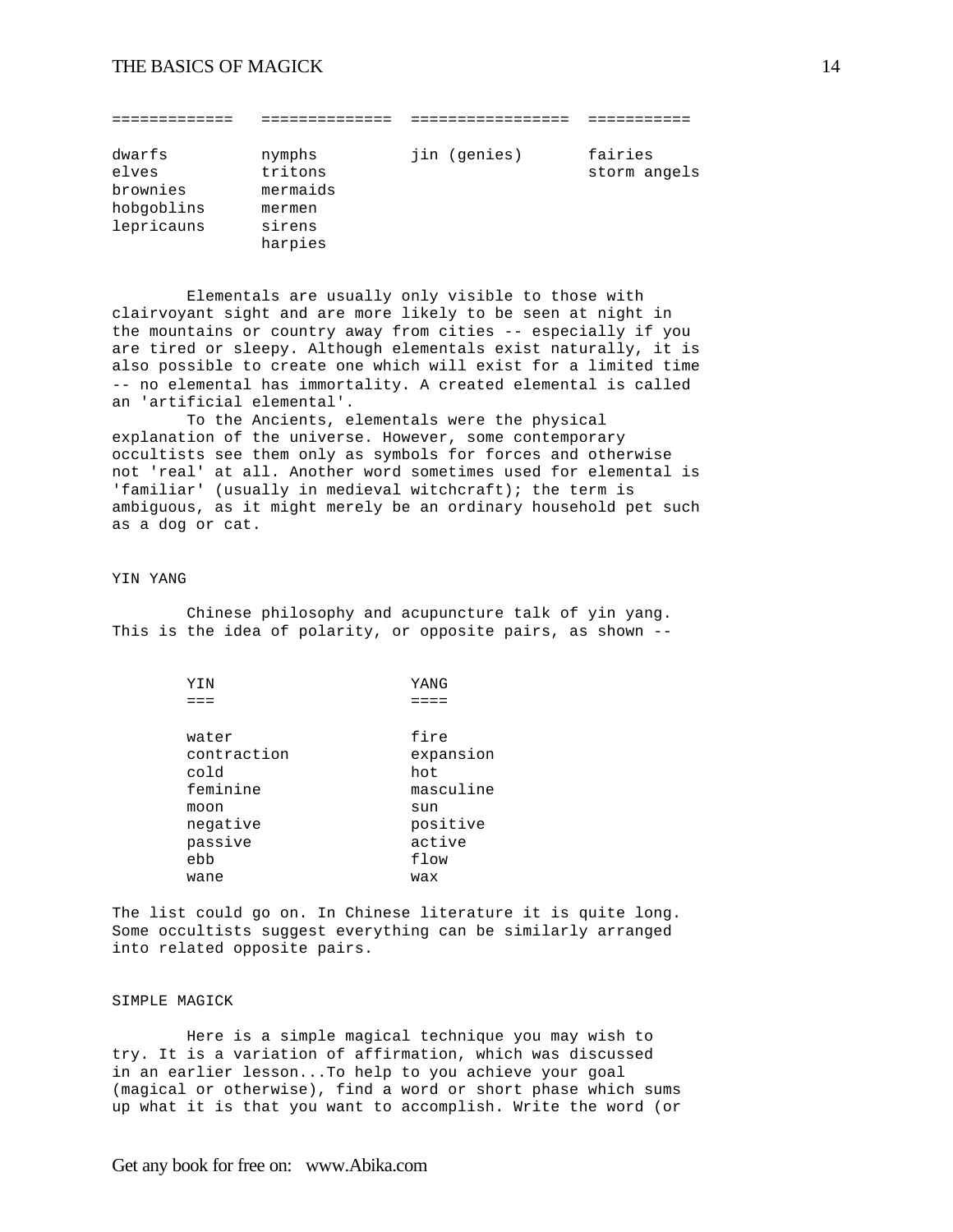| | | | |
|---|---|---|---|
| dwarfs | nymphs | jin (genies) | fairies |
| elves | tritons | | storm angels |
| brownies | mermaids | | |
| hobgoblins | mermen | | |
| lepricauns | sirens | | |
| | harpies | | |

Elementals are usually only visible to those with clairvoyant sight and are more likely to be seen at night in the mountains or country away from cities -- especially if you are tired or sleepy. Although elementals exist naturally, it is also possible to create one which will exist for a limited time -- no elemental has immortality. A created elemental is called an 'artificial elemental'.

To the Ancients, elementals were the physical explanation of the universe. However, some contemporary occultists see them only as symbols for forces and otherwise not 'real' at all. Another word sometimes used for elemental is 'familiar' (usually in medieval witchcraft); the term is ambiguous, as it might merely be an ordinary household pet such as a dog or cat.

## YIN YANG

Chinese philosophy and acupuncture talk of yin yang. This is the idea of polarity, or opposite pairs, as shown --

| YIN | YANG |
|---|---|
| water | fire |
| contraction | expansion |
| cold | hot |
| feminine | masculine |
| moon | sun |
| negative | positive |
| passive | active |
| ebb | flow |
| wane | wax |

The list could go on. In Chinese literature it is quite long. Some occultists suggest everything can be similarly arranged into related opposite pairs.

## SIMPLE MAGICK

Here is a simple magical technique you may wish to try. It is a variation of affirmation, which was discussed in an earlier lesson...To help to you achieve your goal (magical or otherwise), find a word or short phase which sums up what it is that you want to accomplish. Write the word (or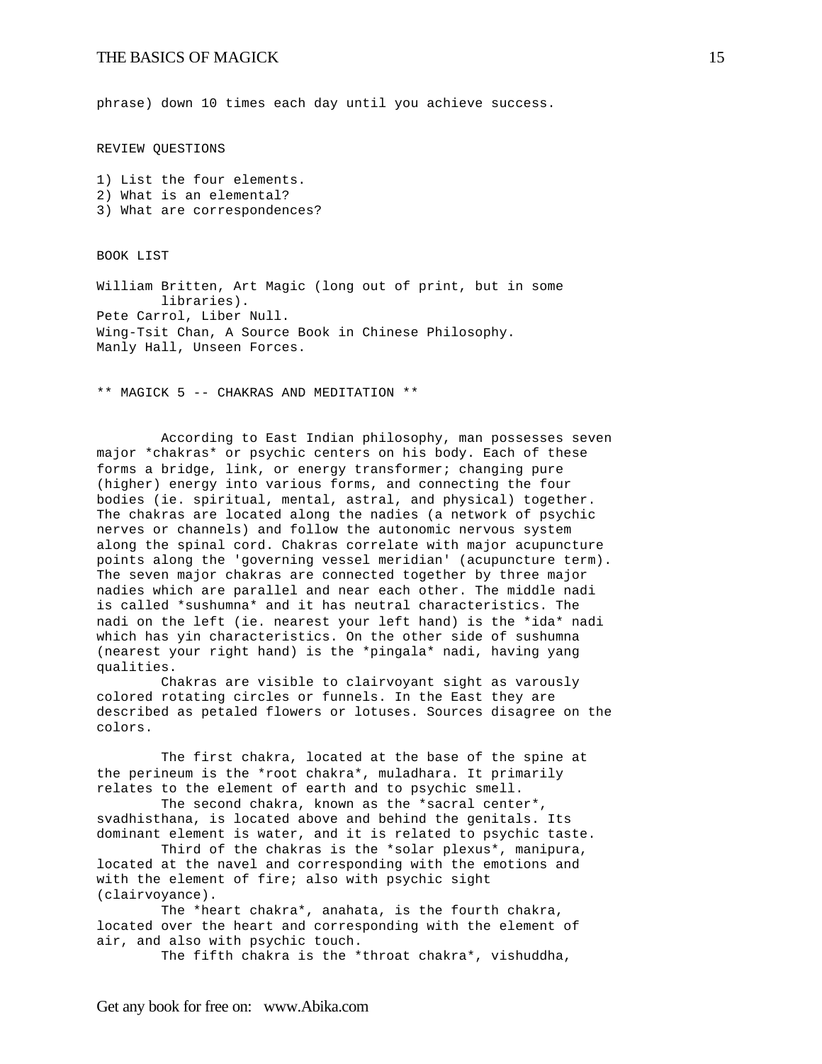phrase) down 10 times each day until you achieve success.

REVIEW QUESTIONS

1) List the four elements.
2) What is an elemental?
3) What are correspondences?

BOOK LIST

William Britten, Art Magic (long out of print, but in some libraries).
Pete Carrol, Liber Null.
Wing-Tsit Chan, A Source Book in Chinese Philosophy.
Manly Hall, Unseen Forces.

## ** MAGICK 5 -- CHAKRAS AND MEDITATION **

According to East Indian philosophy, man possesses seven major *chakras* or psychic centers on his body. Each of these forms a bridge, link, or energy transformer; changing pure (higher) energy into various forms, and connecting the four bodies (ie. spiritual, mental, astral, and physical) together. The chakras are located along the nadies (a network of psychic nerves or channels) and follow the autonomic nervous system along the spinal cord. Chakras correlate with major acupuncture points along the 'governing vessel meridian' (acupuncture term). The seven major chakras are connected together by three major nadies which are parallel and near each other. The middle nadi is called *sushumna* and it has neutral characteristics. The nadi on the left (ie. nearest your left hand) is the *ida* nadi which has yin characteristics. On the other side of sushumna (nearest your right hand) is the *pingala* nadi, having yang qualities.

Chakras are visible to clairvoyant sight as varously colored rotating circles or funnels. In the East they are described as petaled flowers or lotuses. Sources disagree on the colors.

The first chakra, located at the base of the spine at the perineum is the *root chakra*, muladhara. It primarily relates to the element of earth and to psychic smell.

The second chakra, known as the *sacral center*, svadhisthana, is located above and behind the genitals. Its dominant element is water, and it is related to psychic taste.

Third of the chakras is the *solar plexus*, manipura, located at the navel and corresponding with the emotions and with the element of fire; also with psychic sight (clairvoyance).

The *heart chakra*, anahata, is the fourth chakra, located over the heart and corresponding with the element of air, and also with psychic touch.

The fifth chakra is the *throat chakra*, vishuddha,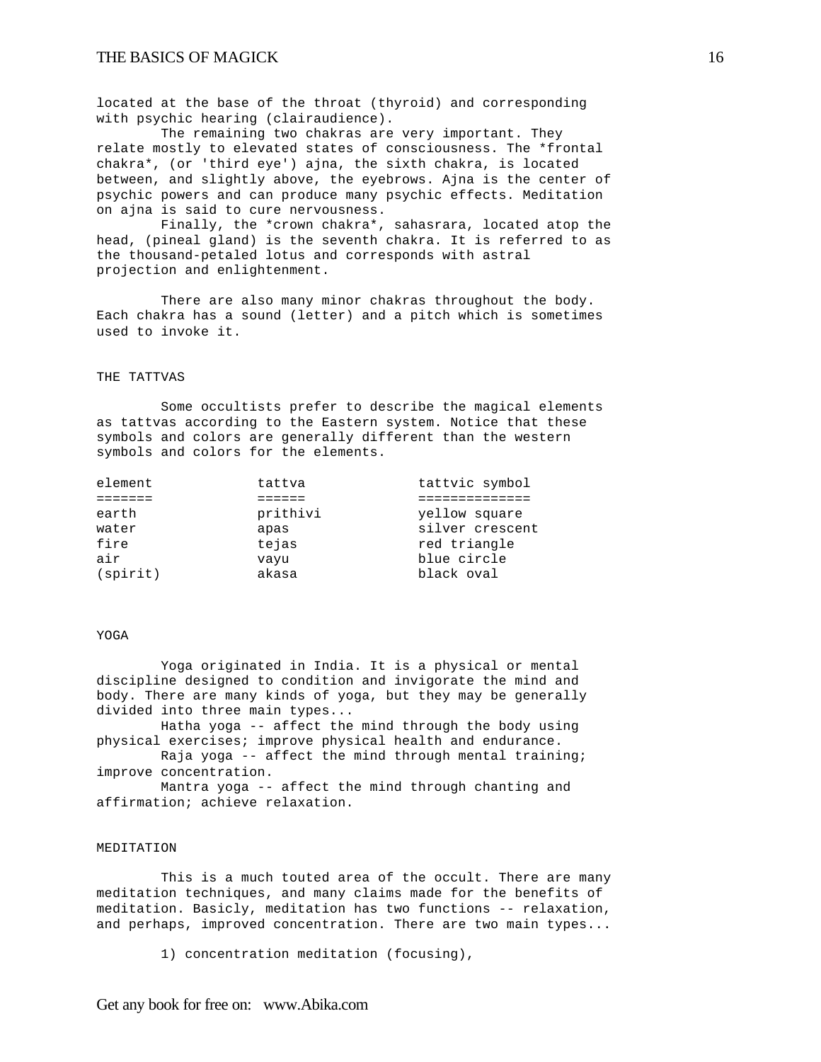located at the base of the throat (thyroid) and corresponding with psychic hearing (clairaudience).

The remaining two chakras are very important. They relate mostly to elevated states of consciousness. The *frontal chakra*, (or 'third eye') ajna, the sixth chakra, is located between, and slightly above, the eyebrows. Ajna is the center of psychic powers and can produce many psychic effects. Meditation on ajna is said to cure nervousness.

Finally, the *crown chakra*, sahasrara, located atop the head, (pineal gland) is the seventh chakra. It is referred to as the thousand-petaled lotus and corresponds with astral projection and enlightenment.

There are also many minor chakras throughout the body. Each chakra has a sound (letter) and a pitch which is sometimes used to invoke it.

## THE TATTVAS

Some occultists prefer to describe the magical elements as tattvas according to the Eastern system. Notice that these symbols and colors are generally different than the western symbols and colors for the elements.

| element | tattva | tattvic symbol |
|---|---|---|
| earth | prithivi | yellow square |
| water | apas | silver crescent |
| fire | tejas | red triangle |
| air | vayu | blue circle |
| (spirit) | akasa | black oval |

## YOGA

Yoga originated in India. It is a physical or mental discipline designed to condition and invigorate the mind and body. There are many kinds of yoga, but they may be generally divided into three main types...

Hatha yoga -- affect the mind through the body using physical exercises; improve physical health and endurance.

Raja yoga -- affect the mind through mental training; improve concentration.

Mantra yoga -- affect the mind through chanting and affirmation; achieve relaxation.

## MEDITATION

This is a much touted area of the occult. There are many meditation techniques, and many claims made for the benefits of meditation. Basicly, meditation has two functions -- relaxation, and perhaps, improved concentration. There are two main types...

1) concentration meditation (focusing),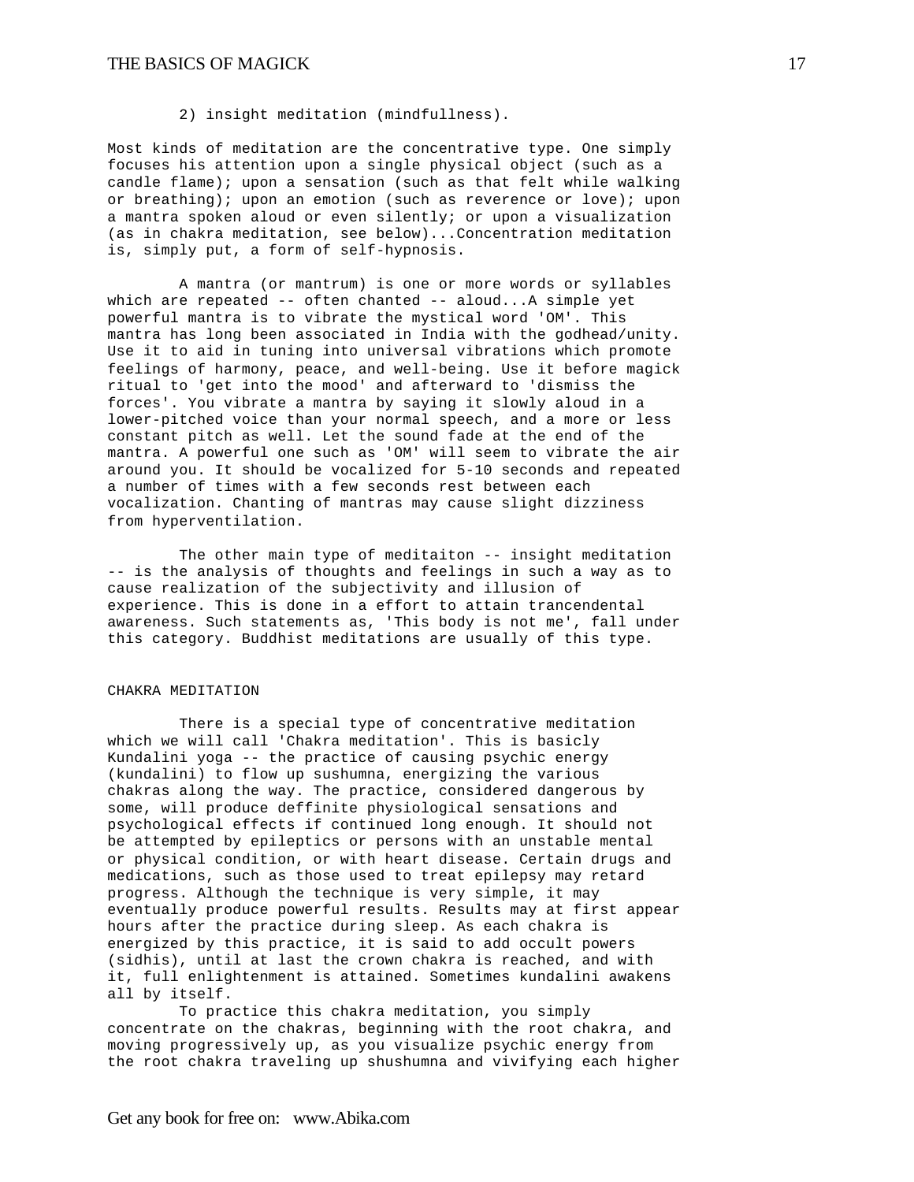2) insight meditation (mindfullness).

Most kinds of meditation are the concentrative type. One simply focuses his attention upon a single physical object (such as a candle flame); upon a sensation (such as that felt while walking or breathing); upon an emotion (such as reverence or love); upon a mantra spoken aloud or even silently; or upon a visualization (as in chakra meditation, see below)...Concentration meditation is, simply put, a form of self-hypnosis.

A mantra (or mantrum) is one or more words or syllables which are repeated -- often chanted -- aloud...A simple yet powerful mantra is to vibrate the mystical word 'OM'. This mantra has long been associated in India with the godhead/unity. Use it to aid in tuning into universal vibrations which promote feelings of harmony, peace, and well-being. Use it before magick ritual to 'get into the mood' and afterward to 'dismiss the forces'. You vibrate a mantra by saying it slowly aloud in a lower-pitched voice than your normal speech, and a more or less constant pitch as well. Let the sound fade at the end of the mantra. A powerful one such as 'OM' will seem to vibrate the air around you. It should be vocalized for 5-10 seconds and repeated a number of times with a few seconds rest between each vocalization. Chanting of mantras may cause slight dizziness from hyperventilation.

The other main type of meditaiton -- insight meditation -- is the analysis of thoughts and feelings in such a way as to cause realization of the subjectivity and illusion of experience. This is done in a effort to attain trancendental awareness. Such statements as, 'This body is not me', fall under this category. Buddhist meditations are usually of this type.

## CHAKRA MEDITATION

There is a special type of concentrative meditation which we will call 'Chakra meditation'. This is basicly Kundalini yoga -- the practice of causing psychic energy (kundalini) to flow up sushumna, energizing the various chakras along the way. The practice, considered dangerous by some, will produce deffinite physiological sensations and psychological effects if continued long enough. It should not be attempted by epileptics or persons with an unstable mental or physical condition, or with heart disease. Certain drugs and medications, such as those used to treat epilepsy may retard progress. Although the technique is very simple, it may eventually produce powerful results. Results may at first appear hours after the practice during sleep. As each chakra is energized by this practice, it is said to add occult powers (sidhis), until at last the crown chakra is reached, and with it, full enlightenment is attained. Sometimes kundalini awakens all by itself.

To practice this chakra meditation, you simply concentrate on the chakras, beginning with the root chakra, and moving progressively up, as you visualize psychic energy from the root chakra traveling up shushumna and vivifying each higher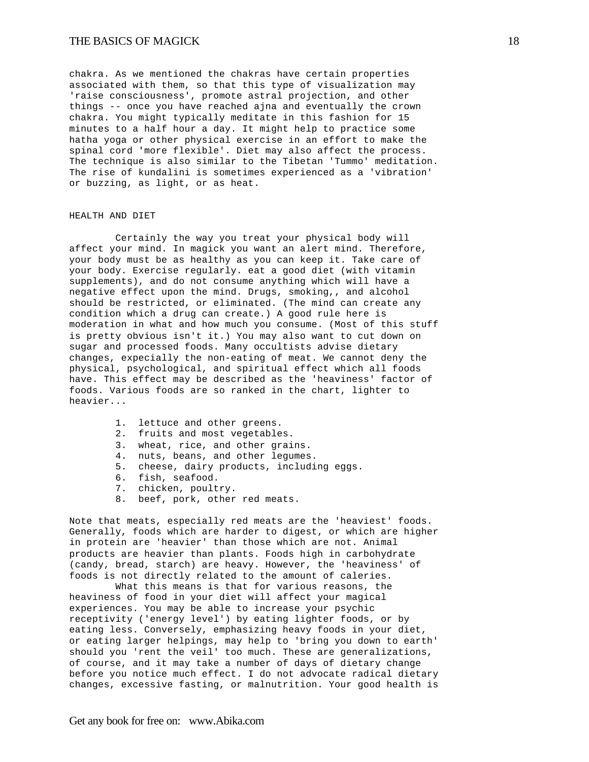chakra. As we mentioned the chakras have certain properties associated with them, so that this type of visualization may 'raise consciousness', promote astral projection, and other things -- once you have reached ajna and eventually the crown chakra. You might typically meditate in this fashion for 15 minutes to a half hour a day. It might help to practice some hatha yoga or other physical exercise in an effort to make the spinal cord 'more flexible'. Diet may also affect the process. The technique is also similar to the Tibetan 'Tummo' meditation. The rise of kundalini is sometimes experienced as a 'vibration' or buzzing, as light, or as heat.

## HEALTH AND DIET

Certainly the way you treat your physical body will affect your mind. In magick you want an alert mind. Therefore, your body must be as healthy as you can keep it. Take care of your body. Exercise regularly. eat a good diet (with vitamin supplements), and do not consume anything which will have a negative effect upon the mind. Drugs, smoking,, and alcohol should be restricted, or eliminated. (The mind can create any condition which a drug can create.) A good rule here is moderation in what and how much you consume. (Most of this stuff is pretty obvious isn't it.) You may also want to cut down on sugar and processed foods. Many occultists advise dietary changes, expecially the non-eating of meat. We cannot deny the physical, psychological, and spiritual effect which all foods have. This effect may be described as the 'heaviness' factor of foods. Various foods are so ranked in the chart, lighter to heavier...

1. lettuce and other greens.
2. fruits and most vegetables.
3. wheat, rice, and other grains.
4. nuts, beans, and other legumes.
5. cheese, dairy products, including eggs.
6. fish, seafood.
7. chicken, poultry.
8. beef, pork, other red meats.

Note that meats, especially red meats are the 'heaviest' foods. Generally, foods which are harder to digest, or which are higher in protein are 'heavier' than those which are not. Animal products are heavier than plants. Foods high in carbohydrate (candy, bread, starch) are heavy. However, the 'heaviness' of foods is not directly related to the amount of caleries.

What this means is that for various reasons, the heaviness of food in your diet will affect your magical experiences. You may be able to increase your psychic receptivity ('energy level') by eating lighter foods, or by eating less. Conversely, emphasizing heavy foods in your diet, or eating larger helpings, may help to 'bring you down to earth' should you 'rent the veil' too much. These are generalizations, of course, and it may take a number of days of dietary change before you notice much effect. I do not advocate radical dietary changes, excessive fasting, or malnutrition. Your good health is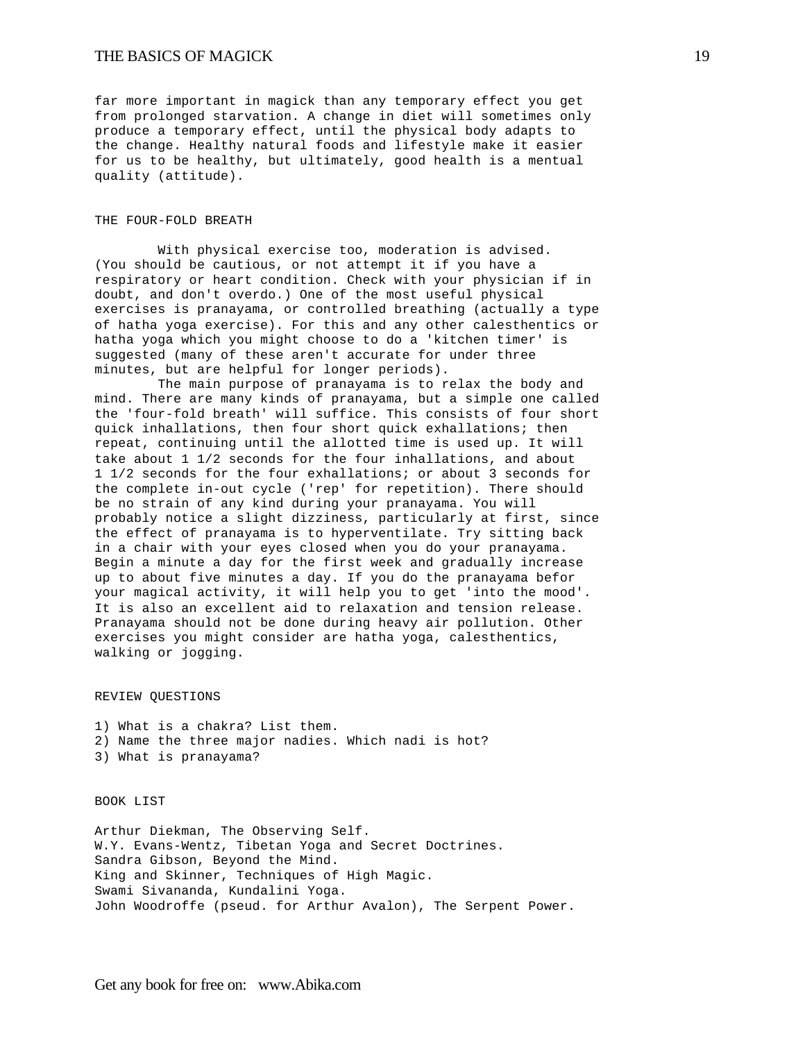far more important in magick than any temporary effect you get from prolonged starvation. A change in diet will sometimes only produce a temporary effect, until the physical body adapts to the change. Healthy natural foods and lifestyle make it easier for us to be healthy, but ultimately, good health is a mentual quality (attitude).

## THE FOUR-FOLD BREATH

With physical exercise too, moderation is advised. (You should be cautious, or not attempt it if you have a respiratory or heart condition. Check with your physician if in doubt, and don't overdo.) One of the most useful physical exercises is pranayama, or controlled breathing (actually a type of hatha yoga exercise). For this and any other calesthentics or hatha yoga which you might choose to do a 'kitchen timer' is suggested (many of these aren't accurate for under three minutes, but are helpful for longer periods).

The main purpose of pranayama is to relax the body and mind. There are many kinds of pranayama, but a simple one called the 'four-fold breath' will suffice. This consists of four short quick inhallations, then four short quick exhallations; then repeat, continuing until the allotted time is used up. It will take about 1 1/2 seconds for the four inhallations, and about 1 1/2 seconds for the four exhallations; or about 3 seconds for the complete in-out cycle ('rep' for repetition). There should be no strain of any kind during your pranayama. You will probably notice a slight dizziness, particularly at first, since the effect of pranayama is to hyperventilate. Try sitting back in a chair with your eyes closed when you do your pranayama. Begin a minute a day for the first week and gradually increase up to about five minutes a day. If you do the pranayama befor your magical activity, it will help you to get 'into the mood'. It is also an excellent aid to relaxation and tension release. Pranayama should not be done during heavy air pollution. Other exercises you might consider are hatha yoga, calesthentics, walking or jogging.

## REVIEW QUESTIONS

1) What is a chakra? List them.
2) Name the three major nadies. Which nadi is hot?
3) What is pranayama?

## BOOK LIST

Arthur Diekman, The Observing Self.
W.Y. Evans-Wentz, Tibetan Yoga and Secret Doctrines.
Sandra Gibson, Beyond the Mind.
King and Skinner, Techniques of High Magic.
Swami Sivananda, Kundalini Yoga.
John Woodroffe (pseud. for Arthur Avalon), The Serpent Power.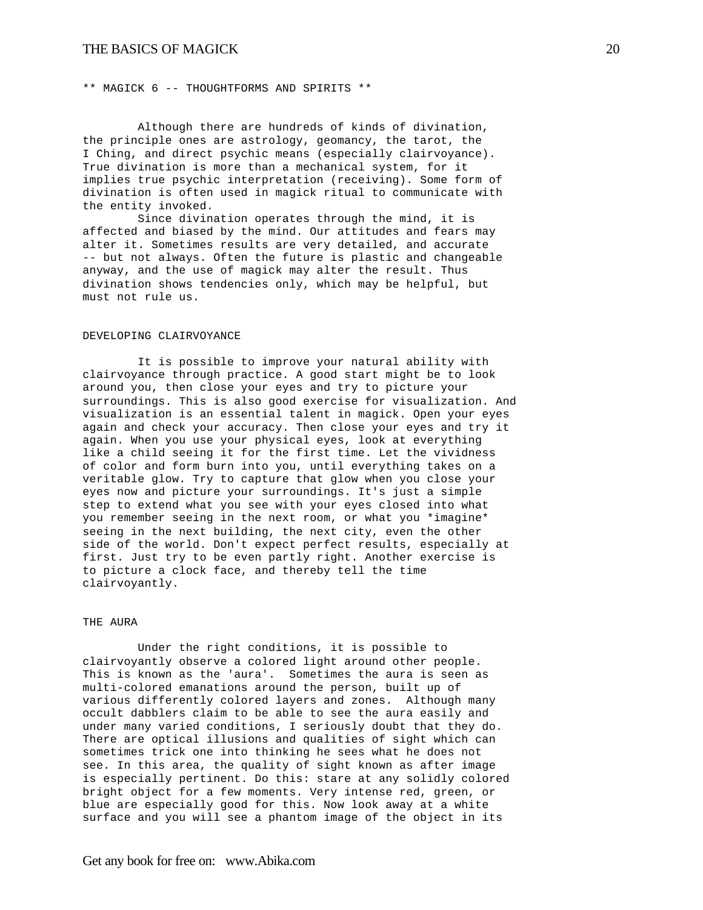## MAGICK 6 -- THOUGHTFORMS AND SPIRITS

Although there are hundreds of kinds of divination, the principle ones are astrology, geomancy, the tarot, the I Ching, and direct psychic means (especially clairvoyance). True divination is more than a mechanical system, for it implies true psychic interpretation (receiving). Some form of divination is often used in magick ritual to communicate with the entity invoked.

Since divination operates through the mind, it is affected and biased by the mind. Our attitudes and fears may alter it. Sometimes results are very detailed, and accurate -- but not always. Often the future is plastic and changeable anyway, and the use of magick may alter the result. Thus divination shows tendencies only, which may be helpful, but must not rule us.

### DEVELOPING CLAIRVOYANCE

It is possible to improve your natural ability with clairvoyance through practice. A good start might be to look around you, then close your eyes and try to picture your surroundings. This is also good exercise for visualization. And visualization is an essential talent in magick. Open your eyes again and check your accuracy. Then close your eyes and try it again. When you use your physical eyes, look at everything like a child seeing it for the first time. Let the vividness of color and form burn into you, until everything takes on a veritable glow. Try to capture that glow when you close your eyes now and picture your surroundings. It's just a simple step to extend what you see with your eyes closed into what you remember seeing in the next room, or what you *imagine* seeing in the next building, the next city, even the other side of the world. Don't expect perfect results, especially at first. Just try to be even partly right. Another exercise is to picture a clock face, and thereby tell the time clairvoyantly.

### THE AURA

Under the right conditions, it is possible to clairvoyantly observe a colored light around other people. This is known as the 'aura'. Sometimes the aura is seen as multi-colored emanations around the person, built up of various differently colored layers and zones. Although many occult dabblers claim to be able to see the aura easily and under many varied conditions, I seriously doubt that they do. There are optical illusions and qualities of sight which can sometimes trick one into thinking he sees what he does not see. In this area, the quality of sight known as after image is especially pertinent. Do this: stare at any solidly colored bright object for a few moments. Very intense red, green, or blue are especially good for this. Now look away at a white surface and you will see a phantom image of the object in its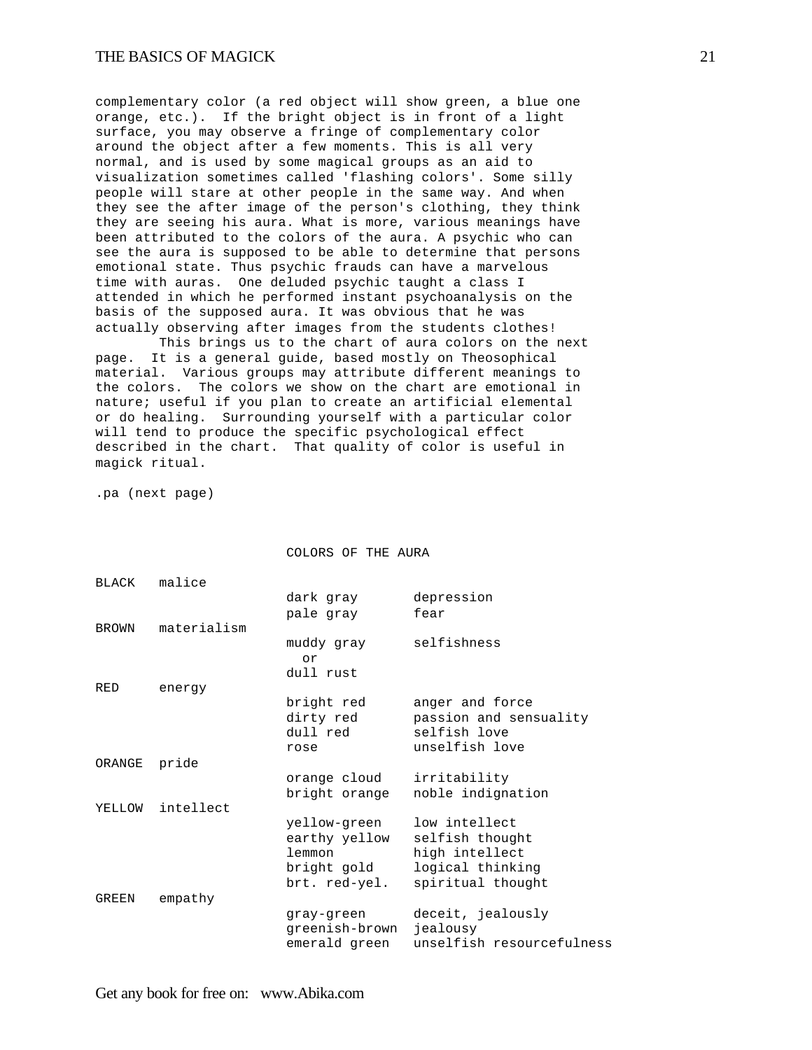complementary color (a red object will show green, a blue one orange, etc.). If the bright object is in front of a light surface, you may observe a fringe of complementary color around the object after a few moments. This is all very normal, and is used by some magical groups as an aid to visualization sometimes called 'flashing colors'. Some silly people will stare at other people in the same way. And when they see the after image of the person's clothing, they think they are seeing his aura. What is more, various meanings have been attributed to the colors of the aura. A psychic who can see the aura is supposed to be able to determine that persons emotional state. Thus psychic frauds can have a marvelous time with auras. One deluded psychic taught a class I attended in which he performed instant psychoanalysis on the basis of the supposed aura. It was obvious that he was actually observing after images from the students clothes!

This brings us to the chart of aura colors on the next page. It is a general guide, based mostly on Theosophical material. Various groups may attribute different meanings to the colors. The colors we show on the chart are emotional in nature; useful if you plan to create an artificial elemental or do healing. Surrounding yourself with a particular color will tend to produce the specific psychological effect described in the chart. That quality of color is useful in magick ritual.

.pa (next page)

## COLORS OF THE AURA

| Color | Meaning | Shade | Shade Meaning |
|---|---|---|---|
| BLACK | malice | | |
| | | dark gray | depression |
| | | pale gray | fear |
| BROWN | materialism | | |
| | | muddy gray or dull rust | selfishness |
| RED | energy | | |
| | | bright red | anger and force |
| | | dirty red | passion and sensuality |
| | | dull red | selfish love |
| | | rose | unselfish love |
| ORANGE | pride | | |
| | | orange cloud | irritability |
| | | bright orange | noble indignation |
| YELLOW | intellect | | |
| | | yellow-green | low intellect |
| | | earthy yellow | selfish thought |
| | | lemmon | high intellect |
| | | bright gold | logical thinking |
| | | brt. red-yel. | spiritual thought |
| GREEN | empathy | | |
| | | gray-green | deceit, jealously |
| | | greenish-brown | jealousy |
| | | emerald green | unselfish resourcefulness |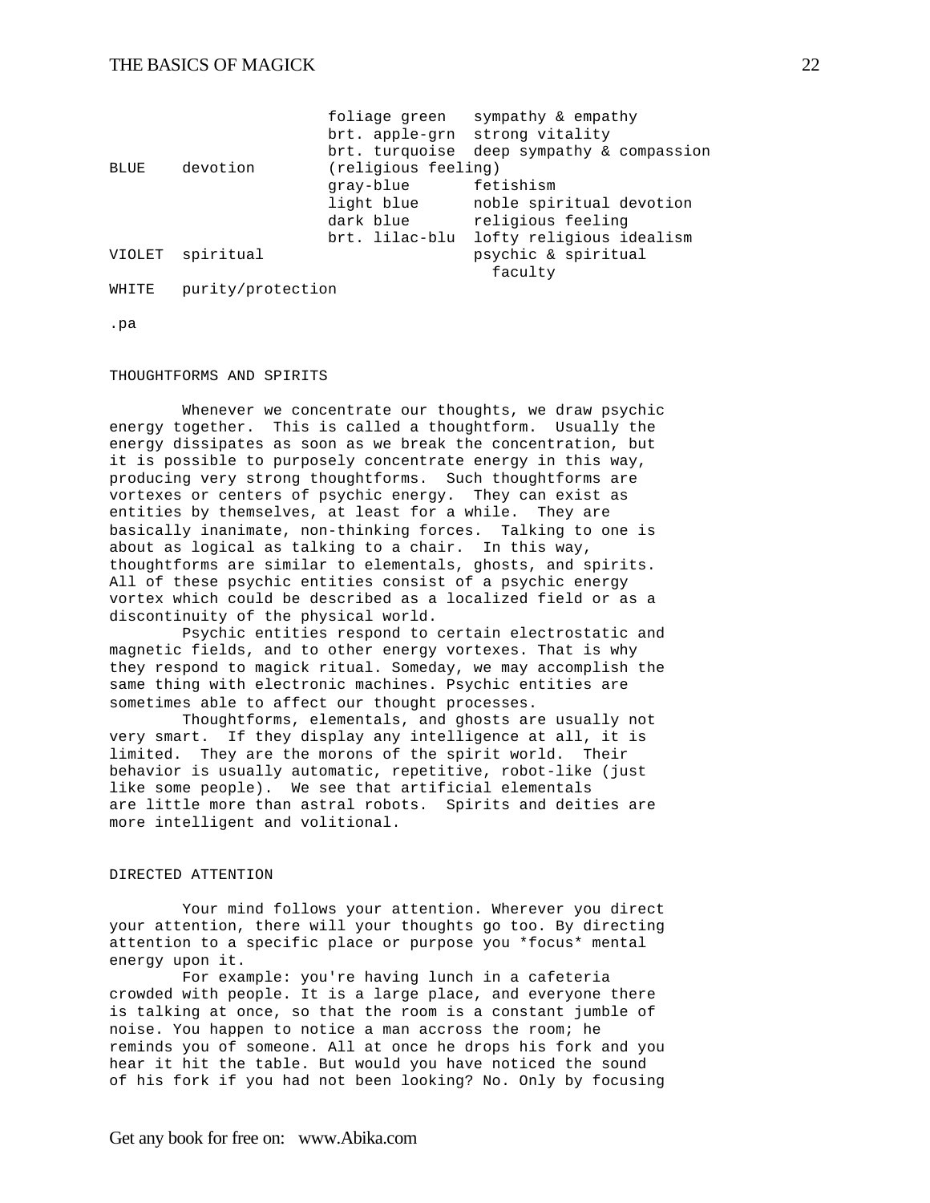| | | | |
|---|---|---|---|
| | | foliage green | sympathy & empathy |
| | | brt. apple-grn | strong vitality |
| | | brt. turquoise | deep sympathy & compassion |
| BLUE | devotion | (religious feeling) | |
| | | gray-blue | fetishism |
| | | light blue | noble spiritual devotion |
| | | dark blue | religious feeling |
| | | brt. lilac-blu | lofty religious idealism |
| VIOLET | spiritual | | psychic & spiritual faculty |
| WHITE | purity/protection | | |

.pa

## THOUGHTFORMS AND SPIRITS

Whenever we concentrate our thoughts, we draw psychic energy together. This is called a thoughtform. Usually the energy dissipates as soon as we break the concentration, but it is possible to purposely concentrate energy in this way, producing very strong thoughtforms. Such thoughtforms are vortexes or centers of psychic energy. They can exist as entities by themselves, at least for a while. They are basically inanimate, non-thinking forces. Talking to one is about as logical as talking to a chair. In this way, thoughtforms are similar to elementals, ghosts, and spirits. All of these psychic entities consist of a psychic energy vortex which could be described as a localized field or as a discontinuity of the physical world.

Psychic entities respond to certain electrostatic and magnetic fields, and to other energy vortexes. That is why they respond to magick ritual. Someday, we may accomplish the same thing with electronic machines. Psychic entities are sometimes able to affect our thought processes.

Thoughtforms, elementals, and ghosts are usually not very smart. If they display any intelligence at all, it is limited. They are the morons of the spirit world. Their behavior is usually automatic, repetitive, robot-like (just like some people). We see that artificial elementals are little more than astral robots. Spirits and deities are more intelligent and volitional.

## DIRECTED ATTENTION

Your mind follows your attention. Wherever you direct your attention, there will your thoughts go too. By directing attention to a specific place or purpose you *focus* mental energy upon it.

For example: you're having lunch in a cafeteria crowded with people. It is a large place, and everyone there is talking at once, so that the room is a constant jumble of noise. You happen to notice a man accross the room; he reminds you of someone. All at once he drops his fork and you hear it hit the table. But would you have noticed the sound of his fork if you had not been looking? No. Only by focusing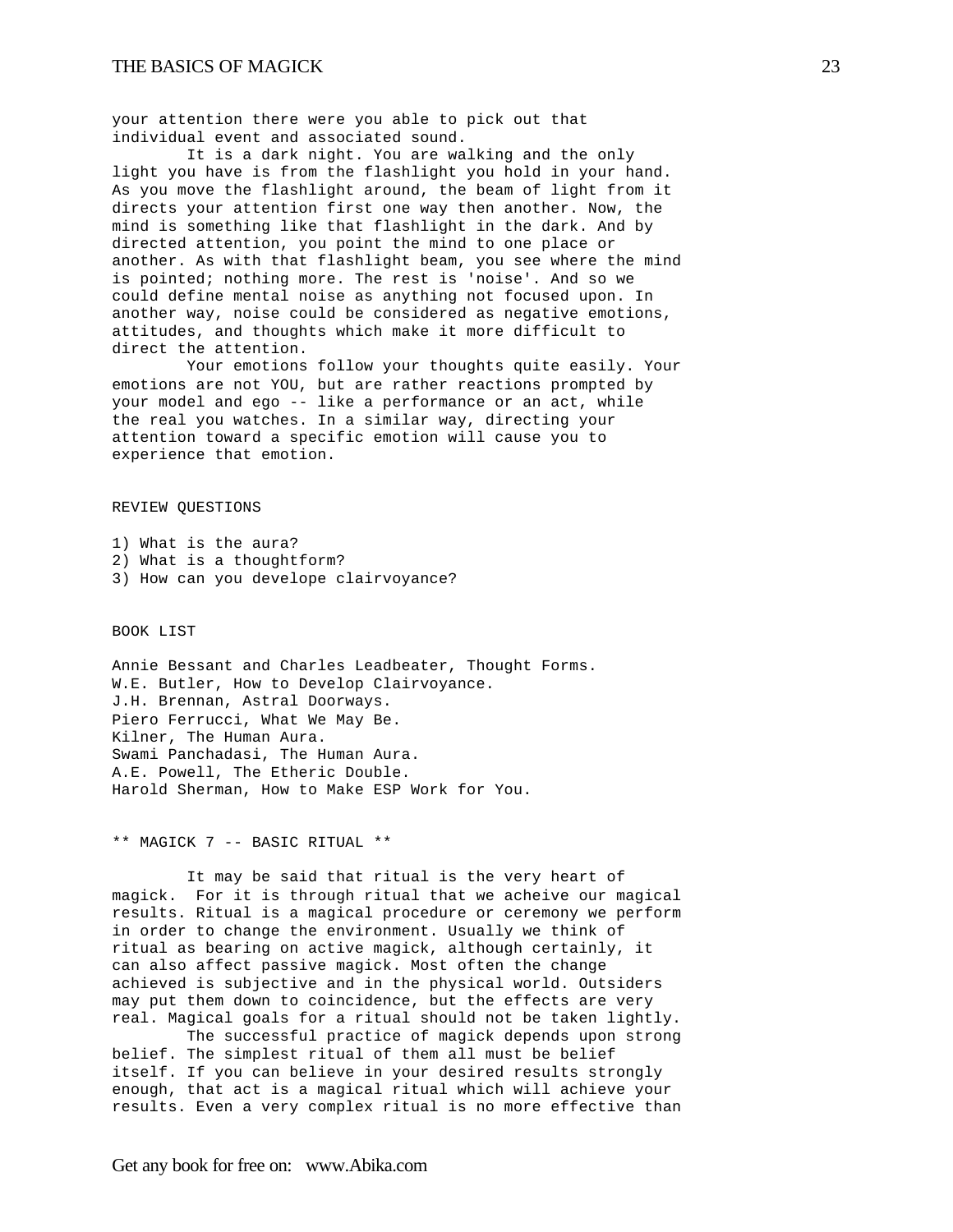your attention there were you able to pick out that individual event and associated sound.

It is a dark night. You are walking and the only light you have is from the flashlight you hold in your hand. As you move the flashlight around, the beam of light from it directs your attention first one way then another. Now, the mind is something like that flashlight in the dark. And by directed attention, you point the mind to one place or another. As with that flashlight beam, you see where the mind is pointed; nothing more. The rest is 'noise'. And so we could define mental noise as anything not focused upon. In another way, noise could be considered as negative emotions, attitudes, and thoughts which make it more difficult to direct the attention.

Your emotions follow your thoughts quite easily. Your emotions are not YOU, but are rather reactions prompted by your model and ego -- like a performance or an act, while the real you watches. In a similar way, directing your attention toward a specific emotion will cause you to experience that emotion.

REVIEW QUESTIONS

1) What is the aura?
2) What is a thoughtform?
3) How can you develope clairvoyance?

BOOK LIST

Annie Bessant and Charles Leadbeater, Thought Forms.
W.E. Butler, How to Develop Clairvoyance.
J.H. Brennan, Astral Doorways.
Piero Ferrucci, What We May Be.
Kilner, The Human Aura.
Swami Panchadasi, The Human Aura.
A.E. Powell, The Etheric Double.
Harold Sherman, How to Make ESP Work for You.

## ** MAGICK 7 -- BASIC RITUAL **

It may be said that ritual is the very heart of magick. For it is through ritual that we acheive our magical results. Ritual is a magical procedure or ceremony we perform in order to change the environment. Usually we think of ritual as bearing on active magick, although certainly, it can also affect passive magick. Most often the change achieved is subjective and in the physical world. Outsiders may put them down to coincidence, but the effects are very real. Magical goals for a ritual should not be taken lightly.

The successful practice of magick depends upon strong belief. The simplest ritual of them all must be belief itself. If you can believe in your desired results strongly enough, that act is a magical ritual which will achieve your results. Even a very complex ritual is no more effective than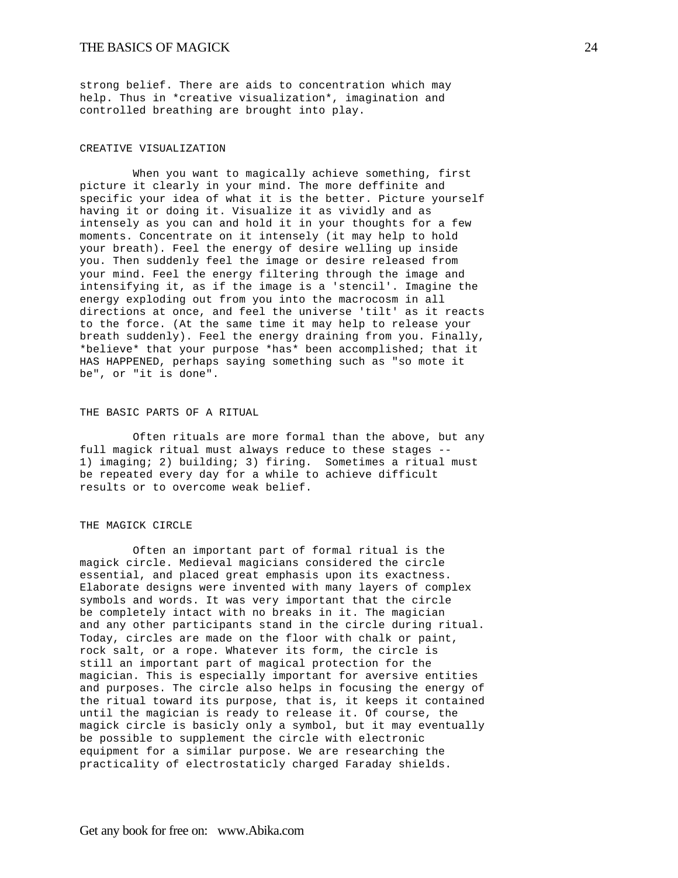strong belief. There are aids to concentration which may help. Thus in *creative visualization*, imagination and controlled breathing are brought into play.

## CREATIVE VISUALIZATION

When you want to magically achieve something, first picture it clearly in your mind. The more deffinite and specific your idea of what it is the better. Picture yourself having it or doing it. Visualize it as vividly and as intensely as you can and hold it in your thoughts for a few moments. Concentrate on it intensely (it may help to hold your breath). Feel the energy of desire welling up inside you. Then suddenly feel the image or desire released from your mind. Feel the energy filtering through the image and intensifying it, as if the image is a 'stencil'. Imagine the energy exploding out from you into the macrocosm in all directions at once, and feel the universe 'tilt' as it reacts to the force. (At the same time it may help to release your breath suddenly). Feel the energy draining from you. Finally, *believe* that your purpose *has* been accomplished; that it HAS HAPPENED, perhaps saying something such as "so mote it be", or "it is done".

## THE BASIC PARTS OF A RITUAL

Often rituals are more formal than the above, but any full magick ritual must always reduce to these stages -- 1) imaging; 2) building; 3) firing. Sometimes a ritual must be repeated every day for a while to achieve difficult results or to overcome weak belief.

## THE MAGICK CIRCLE

Often an important part of formal ritual is the magick circle. Medieval magicians considered the circle essential, and placed great emphasis upon its exactness. Elaborate designs were invented with many layers of complex symbols and words. It was very important that the circle be completely intact with no breaks in it. The magician and any other participants stand in the circle during ritual. Today, circles are made on the floor with chalk or paint, rock salt, or a rope. Whatever its form, the circle is still an important part of magical protection for the magician. This is especially important for aversive entities and purposes. The circle also helps in focusing the energy of the ritual toward its purpose, that is, it keeps it contained until the magician is ready to release it. Of course, the magick circle is basicly only a symbol, but it may eventually be possible to supplement the circle with electronic equipment for a similar purpose. We are researching the practicality of electrostaticly charged Faraday shields.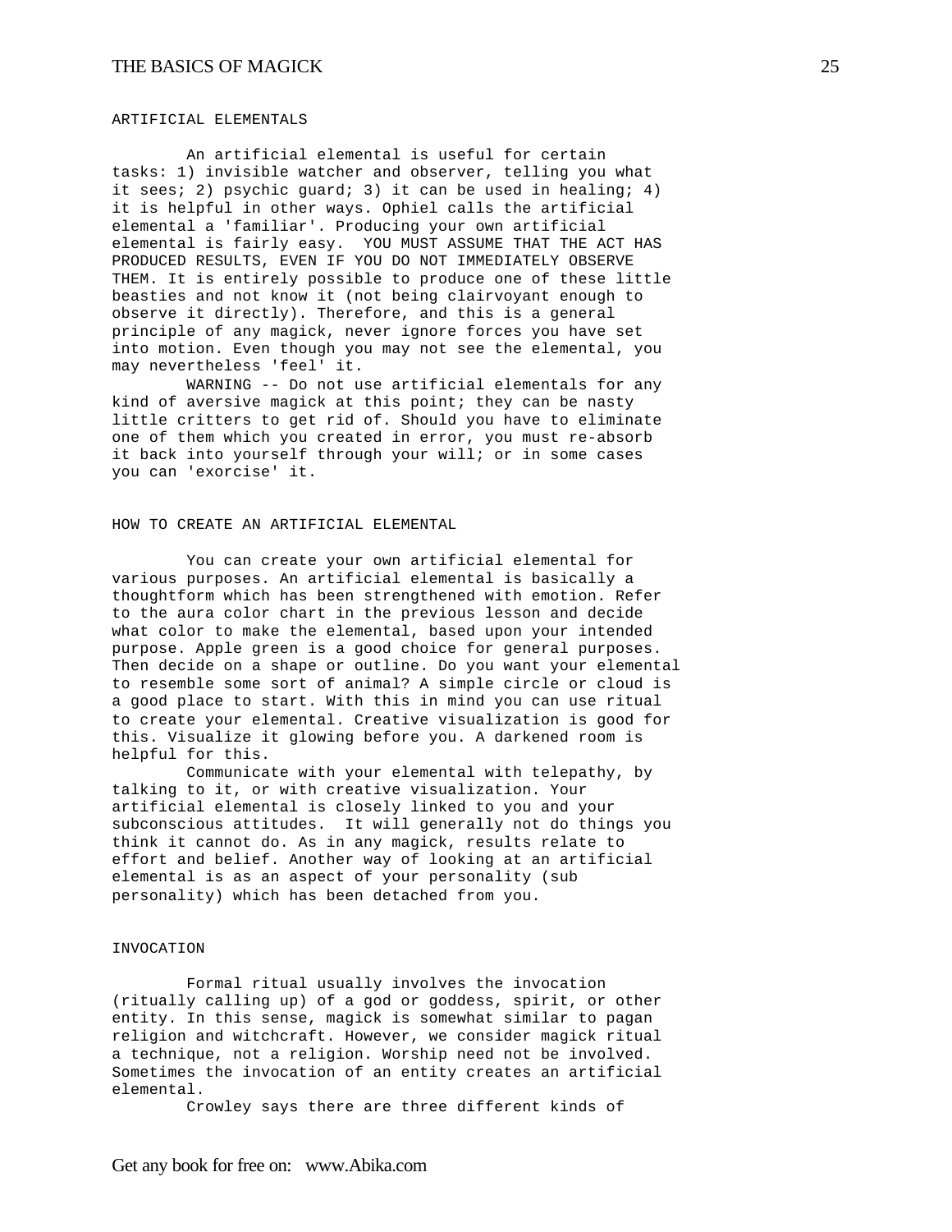## ARTIFICIAL ELEMENTALS

An artificial elemental is useful for certain tasks: 1) invisible watcher and observer, telling you what it sees; 2) psychic guard; 3) it can be used in healing; 4) it is helpful in other ways. Ophiel calls the artificial elemental a 'familiar'. Producing your own artificial elemental is fairly easy. YOU MUST ASSUME THAT THE ACT HAS PRODUCED RESULTS, EVEN IF YOU DO NOT IMMEDIATELY OBSERVE THEM. It is entirely possible to produce one of these little beasties and not know it (not being clairvoyant enough to observe it directly). Therefore, and this is a general principle of any magick, never ignore forces you have set into motion. Even though you may not see the elemental, you may nevertheless 'feel' it.

WARNING -- Do not use artificial elementals for any kind of aversive magick at this point; they can be nasty little critters to get rid of. Should you have to eliminate one of them which you created in error, you must re-absorb it back into yourself through your will; or in some cases you can 'exorcise' it.

## HOW TO CREATE AN ARTIFICIAL ELEMENTAL

You can create your own artificial elemental for various purposes. An artificial elemental is basically a thoughtform which has been strengthened with emotion. Refer to the aura color chart in the previous lesson and decide what color to make the elemental, based upon your intended purpose. Apple green is a good choice for general purposes. Then decide on a shape or outline. Do you want your elemental to resemble some sort of animal? A simple circle or cloud is a good place to start. With this in mind you can use ritual to create your elemental. Creative visualization is good for this. Visualize it glowing before you. A darkened room is helpful for this.

Communicate with your elemental with telepathy, by talking to it, or with creative visualization. Your artificial elemental is closely linked to you and your subconscious attitudes. It will generally not do things you think it cannot do. As in any magick, results relate to effort and belief. Another way of looking at an artificial elemental is as an aspect of your personality (sub personality) which has been detached from you.

## INVOCATION

Formal ritual usually involves the invocation (ritually calling up) of a god or goddess, spirit, or other entity. In this sense, magick is somewhat similar to pagan religion and witchcraft. However, we consider magick ritual a technique, not a religion. Worship need not be involved. Sometimes the invocation of an entity creates an artificial elemental.

Crowley says there are three different kinds of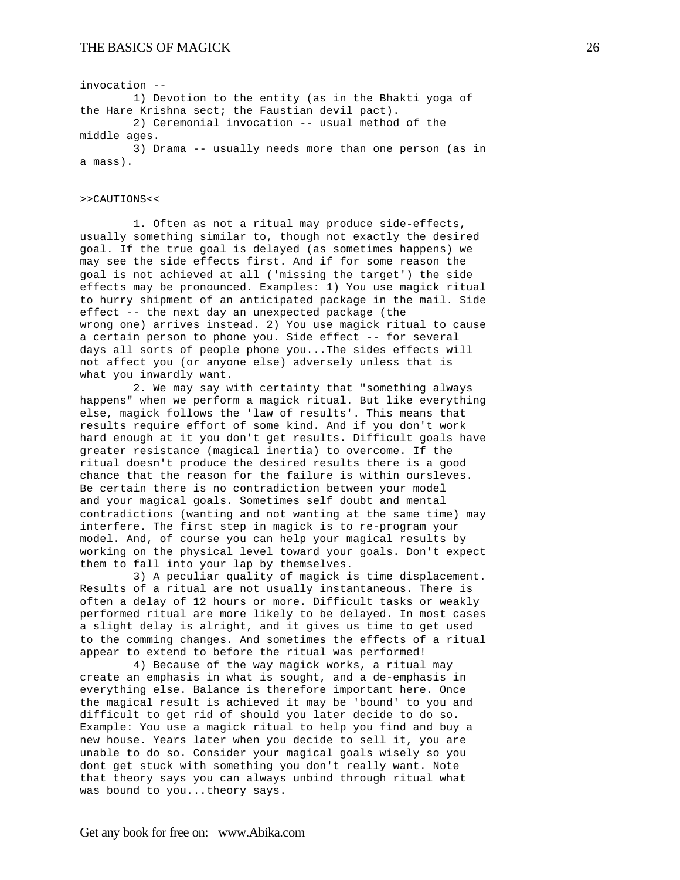invocation --

1) Devotion to the entity (as in the Bhakti yoga of the Hare Krishna sect; the Faustian devil pact).

2) Ceremonial invocation -- usual method of the middle ages.

3) Drama -- usually needs more than one person (as in a mass).

>>CAUTIONS<<

1. Often as not a ritual may produce side-effects, usually something similar to, though not exactly the desired goal. If the true goal is delayed (as sometimes happens) we may see the side effects first. And if for some reason the goal is not achieved at all ('missing the target') the side effects may be pronounced. Examples: 1) You use magick ritual to hurry shipment of an anticipated package in the mail. Side effect -- the next day an unexpected package (the wrong one) arrives instead. 2) You use magick ritual to cause a certain person to phone you. Side effect -- for several days all sorts of people phone you...The sides effects will not affect you (or anyone else) adversely unless that is what you inwardly want.

2. We may say with certainty that "something always happens" when we perform a magick ritual. But like everything else, magick follows the 'law of results'. This means that results require effort of some kind. And if you don't work hard enough at it you don't get results. Difficult goals have greater resistance (magical inertia) to overcome. If the ritual doesn't produce the desired results there is a good chance that the reason for the failure is within oursleves. Be certain there is no contradiction between your model and your magical goals. Sometimes self doubt and mental contradictions (wanting and not wanting at the same time) may interfere. The first step in magick is to re-program your model. And, of course you can help your magical results by working on the physical level toward your goals. Don't expect them to fall into your lap by themselves.

3) A peculiar quality of magick is time displacement. Results of a ritual are not usually instantaneous. There is often a delay of 12 hours or more. Difficult tasks or weakly performed ritual are more likely to be delayed. In most cases a slight delay is alright, and it gives us time to get used to the comming changes. And sometimes the effects of a ritual appear to extend to before the ritual was performed!

4) Because of the way magick works, a ritual may create an emphasis in what is sought, and a de-emphasis in everything else. Balance is therefore important here. Once the magical result is achieved it may be 'bound' to you and difficult to get rid of should you later decide to do so. Example: You use a magick ritual to help you find and buy a new house. Years later when you decide to sell it, you are unable to do so. Consider your magical goals wisely so you dont get stuck with something you don't really want. Note that theory says you can always unbind through ritual what was bound to you...theory says.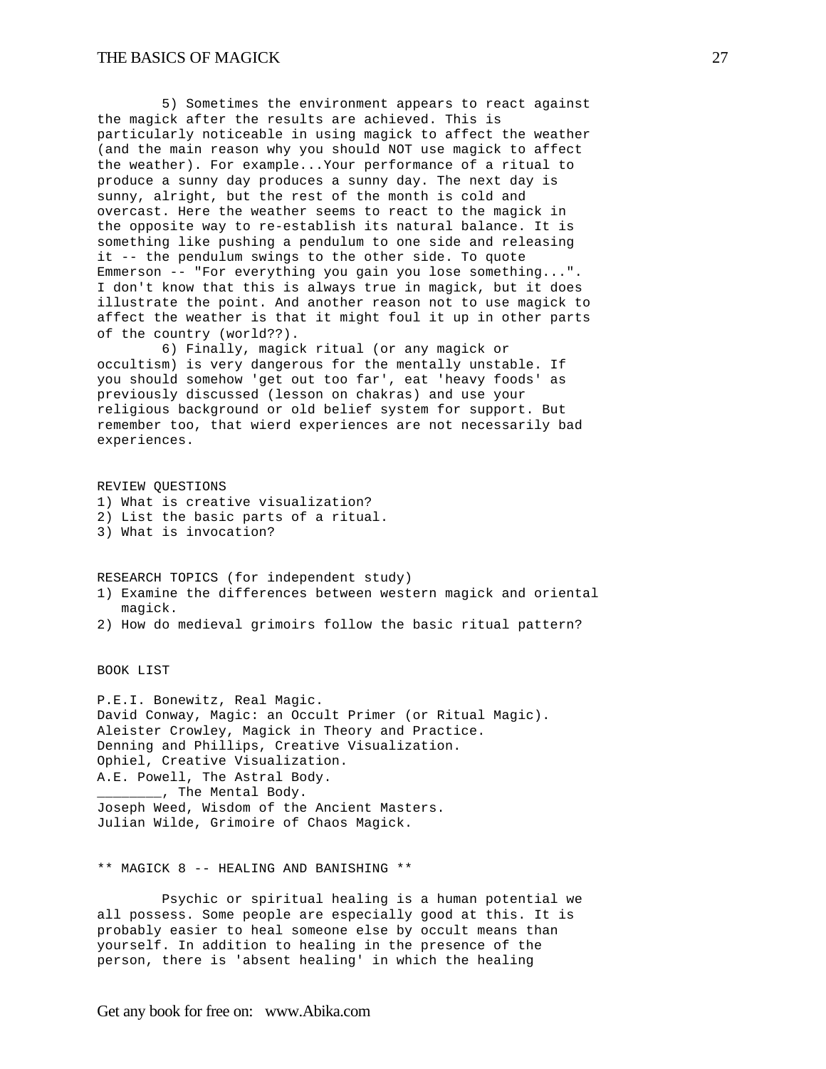5) Sometimes the environment appears to react against the magick after the results are achieved. This is particularly noticeable in using magick to affect the weather (and the main reason why you should NOT use magick to affect the weather). For example...Your performance of a ritual to produce a sunny day produces a sunny day. The next day is sunny, alright, but the rest of the month is cold and overcast. Here the weather seems to react to the magick in the opposite way to re-establish its natural balance. It is something like pushing a pendulum to one side and releasing it -- the pendulum swings to the other side. To quote Emmerson -- "For everything you gain you lose something...". I don't know that this is always true in magick, but it does illustrate the point. And another reason not to use magick to affect the weather is that it might foul it up in other parts of the country (world??).

6) Finally, magick ritual (or any magick or occultism) is very dangerous for the mentally unstable. If you should somehow 'get out too far', eat 'heavy foods' as previously discussed (lesson on chakras) and use your religious background or old belief system for support. But remember too, that wierd experiences are not necessarily bad experiences.

REVIEW QUESTIONS

1) What is creative visualization?
2) List the basic parts of a ritual.
3) What is invocation?

RESEARCH TOPICS (for independent study)

1) Examine the differences between western magick and oriental magick.
2) How do medieval grimoirs follow the basic ritual pattern?

BOOK LIST

P.E.I. Bonewitz, Real Magic.
David Conway, Magic: an Occult Primer (or Ritual Magic).
Aleister Crowley, Magick in Theory and Practice.
Denning and Phillips, Creative Visualization.
Ophiel, Creative Visualization.
A.E. Powell, The Astral Body.
________, The Mental Body.
Joseph Weed, Wisdom of the Ancient Masters.
Julian Wilde, Grimoire of Chaos Magick.

## ** MAGICK 8 -- HEALING AND BANISHING **

Psychic or spiritual healing is a human potential we all possess. Some people are especially good at this. It is probably easier to heal someone else by occult means than yourself. In addition to healing in the presence of the person, there is 'absent healing' in which the healing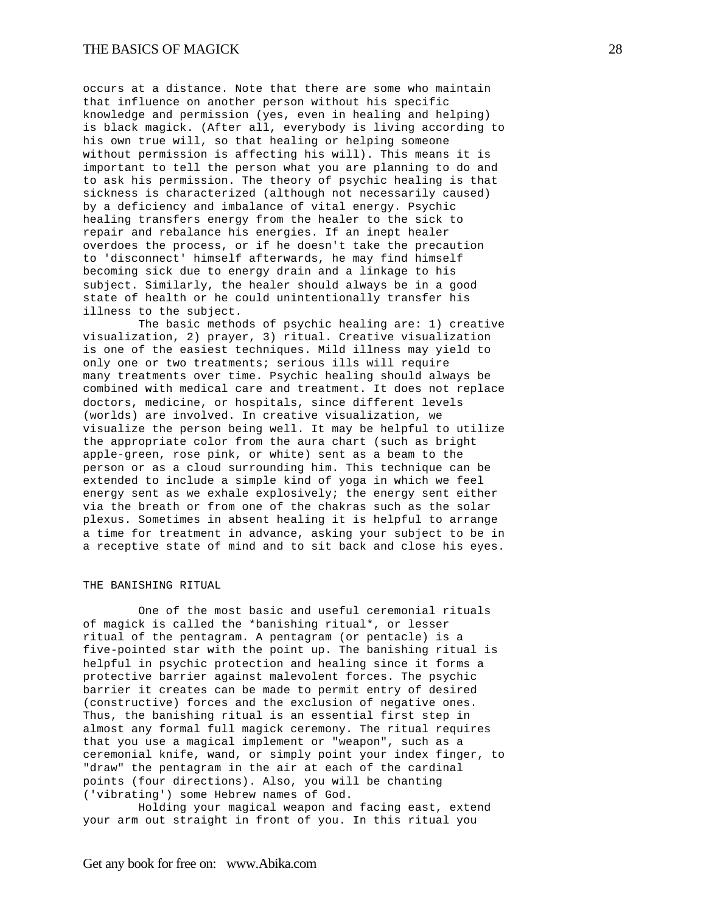occurs at a distance. Note that there are some who maintain that influence on another person without his specific knowledge and permission (yes, even in healing and helping) is black magick. (After all, everybody is living according to his own true will, so that healing or helping someone without permission is affecting his will). This means it is important to tell the person what you are planning to do and to ask his permission. The theory of psychic healing is that sickness is characterized (although not necessarily caused) by a deficiency and imbalance of vital energy. Psychic healing transfers energy from the healer to the sick to repair and rebalance his energies. If an inept healer overdoes the process, or if he doesn't take the precaution to 'disconnect' himself afterwards, he may find himself becoming sick due to energy drain and a linkage to his subject. Similarly, the healer should always be in a good state of health or he could unintentionally transfer his illness to the subject.

The basic methods of psychic healing are: 1) creative visualization, 2) prayer, 3) ritual. Creative visualization is one of the easiest techniques. Mild illness may yield to only one or two treatments; serious ills will require many treatments over time. Psychic healing should always be combined with medical care and treatment. It does not replace doctors, medicine, or hospitals, since different levels (worlds) are involved. In creative visualization, we visualize the person being well. It may be helpful to utilize the appropriate color from the aura chart (such as bright apple-green, rose pink, or white) sent as a beam to the person or as a cloud surrounding him. This technique can be extended to include a simple kind of yoga in which we feel energy sent as we exhale explosively; the energy sent either via the breath or from one of the chakras such as the solar plexus. Sometimes in absent healing it is helpful to arrange a time for treatment in advance, asking your subject to be in a receptive state of mind and to sit back and close his eyes.

## THE BANISHING RITUAL

One of the most basic and useful ceremonial rituals of magick is called the *banishing ritual*, or lesser ritual of the pentagram. A pentagram (or pentacle) is a five-pointed star with the point up. The banishing ritual is helpful in psychic protection and healing since it forms a protective barrier against malevolent forces. The psychic barrier it creates can be made to permit entry of desired (constructive) forces and the exclusion of negative ones. Thus, the banishing ritual is an essential first step in almost any formal full magick ceremony. The ritual requires that you use a magical implement or "weapon", such as a ceremonial knife, wand, or simply point your index finger, to "draw" the pentagram in the air at each of the cardinal points (four directions). Also, you will be chanting ('vibrating') some Hebrew names of God.

Holding your magical weapon and facing east, extend your arm out straight in front of you. In this ritual you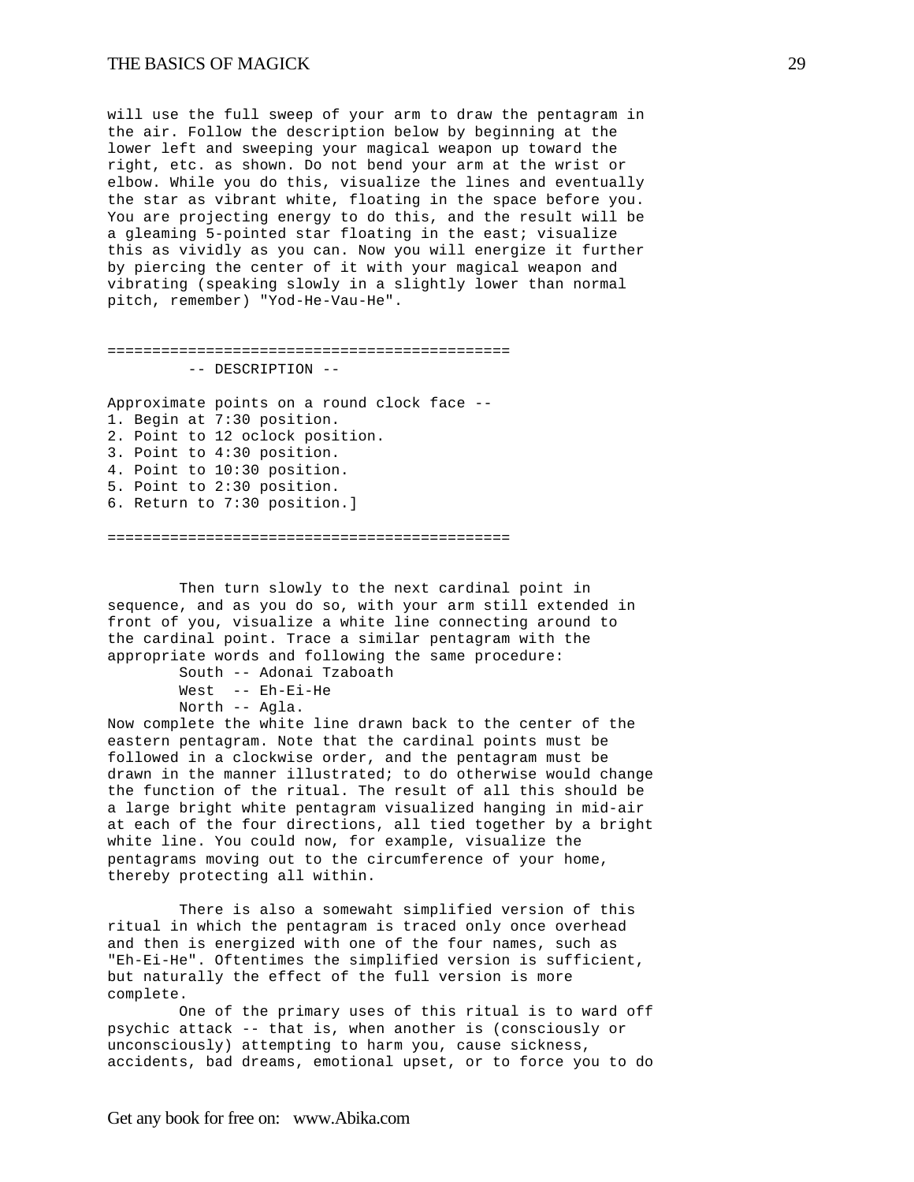will use the full sweep of your arm to draw the pentagram in the air. Follow the description below by beginning at the lower left and sweeping your magical weapon up toward the right, etc. as shown. Do not bend your arm at the wrist or elbow. While you do this, visualize the lines and eventually the star as vibrant white, floating in the space before you. You are projecting energy to do this, and the result will be a gleaming 5-pointed star floating in the east; visualize this as vividly as you can. Now you will energize it further by piercing the center of it with your magical weapon and vibrating (speaking slowly in a slightly lower than normal pitch, remember) "Yod-He-Vau-He".

```
============================================
         -- DESCRIPTION --

Approximate points on a round clock face --
1. Begin at 7:30 position.
2. Point to 12 oclock position.
3. Point to 4:30 position.
4. Point to 10:30 position.
5. Point to 2:30 position.
6. Return to 7:30 position.]

============================================
```

Then turn slowly to the next cardinal point in sequence, and as you do so, with your arm still extended in front of you, visualize a white line connecting around to the cardinal point. Trace a similar pentagram with the appropriate words and following the same procedure:

South -- Adonai Tzaboath
West -- Eh-Ei-He
North -- Agla.

Now complete the white line drawn back to the center of the eastern pentagram. Note that the cardinal points must be followed in a clockwise order, and the pentagram must be drawn in the manner illustrated; to do otherwise would change the function of the ritual. The result of all this should be a large bright white pentagram visualized hanging in mid-air at each of the four directions, all tied together by a bright white line. You could now, for example, visualize the pentagrams moving out to the circumference of your home, thereby protecting all within.

There is also a somewaht simplified version of this ritual in which the pentagram is traced only once overhead and then is energized with one of the four names, such as "Eh-Ei-He". Oftentimes the simplified version is sufficient, but naturally the effect of the full version is more complete.

One of the primary uses of this ritual is to ward off psychic attack -- that is, when another is (consciously or unconsciously) attempting to harm you, cause sickness, accidents, bad dreams, emotional upset, or to force you to do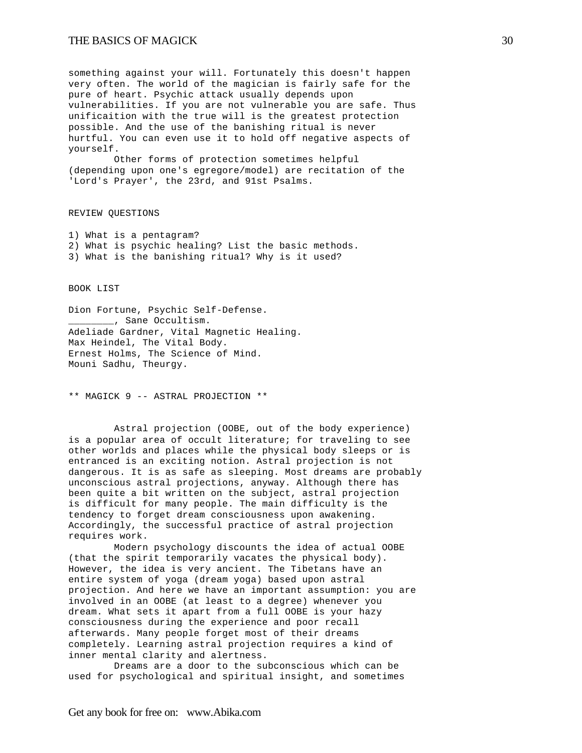something against your will. Fortunately this doesn't happen very often. The world of the magician is fairly safe for the pure of heart. Psychic attack usually depends upon vulnerabilities. If you are not vulnerable you are safe. Thus unificaition with the true will is the greatest protection possible. And the use of the banishing ritual is never hurtful. You can even use it to hold off negative aspects of yourself.

Other forms of protection sometimes helpful (depending upon one's egregore/model) are recitation of the 'Lord's Prayer', the 23rd, and 91st Psalms.

REVIEW QUESTIONS

1) What is a pentagram?
2) What is psychic healing? List the basic methods.
3) What is the banishing ritual? Why is it used?

BOOK LIST

Dion Fortune, Psychic Self-Defense.
________, Sane Occultism.
Adeliade Gardner, Vital Magnetic Healing.
Max Heindel, The Vital Body.
Ernest Holms, The Science of Mind.
Mouni Sadhu, Theurgy.

## ** MAGICK 9 -- ASTRAL PROJECTION **

Astral projection (OOBE, out of the body experience) is a popular area of occult literature; for traveling to see other worlds and places while the physical body sleeps or is entranced is an exciting notion. Astral projection is not dangerous. It is as safe as sleeping. Most dreams are probably unconscious astral projections, anyway. Although there has been quite a bit written on the subject, astral projection is difficult for many people. The main difficulty is the tendency to forget dream consciousness upon awakening. Accordingly, the successful practice of astral projection requires work.

Modern psychology discounts the idea of actual OOBE (that the spirit temporarily vacates the physical body). However, the idea is very ancient. The Tibetans have an entire system of yoga (dream yoga) based upon astral projection. And here we have an important assumption: you are involved in an OOBE (at least to a degree) whenever you dream. What sets it apart from a full OOBE is your hazy consciousness during the experience and poor recall afterwards. Many people forget most of their dreams completely. Learning astral projection requires a kind of inner mental clarity and alertness.

Dreams are a door to the subconscious which can be used for psychological and spiritual insight, and sometimes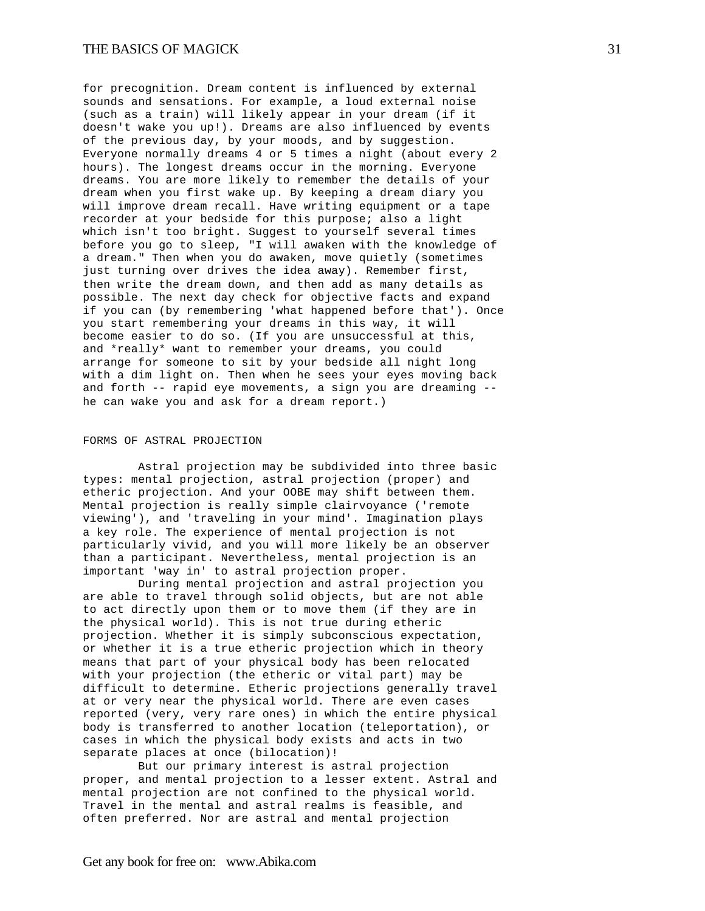for precognition. Dream content is influenced by external sounds and sensations. For example, a loud external noise (such as a train) will likely appear in your dream (if it doesn't wake you up!). Dreams are also influenced by events of the previous day, by your moods, and by suggestion. Everyone normally dreams 4 or 5 times a night (about every 2 hours). The longest dreams occur in the morning. Everyone dreams. You are more likely to remember the details of your dream when you first wake up. By keeping a dream diary you will improve dream recall. Have writing equipment or a tape recorder at your bedside for this purpose; also a light which isn't too bright. Suggest to yourself several times before you go to sleep, "I will awaken with the knowledge of a dream." Then when you do awaken, move quietly (sometimes just turning over drives the idea away). Remember first, then write the dream down, and then add as many details as possible. The next day check for objective facts and expand if you can (by remembering 'what happened before that'). Once you start remembering your dreams in this way, it will become easier to do so. (If you are unsuccessful at this, and *really* want to remember your dreams, you could arrange for someone to sit by your bedside all night long with a dim light on. Then when he sees your eyes moving back and forth -- rapid eye movements, a sign you are dreaming -- he can wake you and ask for a dream report.)

## FORMS OF ASTRAL PROJECTION

Astral projection may be subdivided into three basic types: mental projection, astral projection (proper) and etheric projection. And your OOBE may shift between them. Mental projection is really simple clairvoyance ('remote viewing'), and 'traveling in your mind'. Imagination plays a key role. The experience of mental projection is not particularly vivid, and you will more likely be an observer than a participant. Nevertheless, mental projection is an important 'way in' to astral projection proper.

During mental projection and astral projection you are able to travel through solid objects, but are not able to act directly upon them or to move them (if they are in the physical world). This is not true during etheric projection. Whether it is simply subconscious expectation, or whether it is a true etheric projection which in theory means that part of your physical body has been relocated with your projection (the etheric or vital part) may be difficult to determine. Etheric projections generally travel at or very near the physical world. There are even cases reported (very, very rare ones) in which the entire physical body is transferred to another location (teleportation), or cases in which the physical body exists and acts in two separate places at once (bilocation)!

But our primary interest is astral projection proper, and mental projection to a lesser extent. Astral and mental projection are not confined to the physical world. Travel in the mental and astral realms is feasible, and often preferred. Nor are astral and mental projection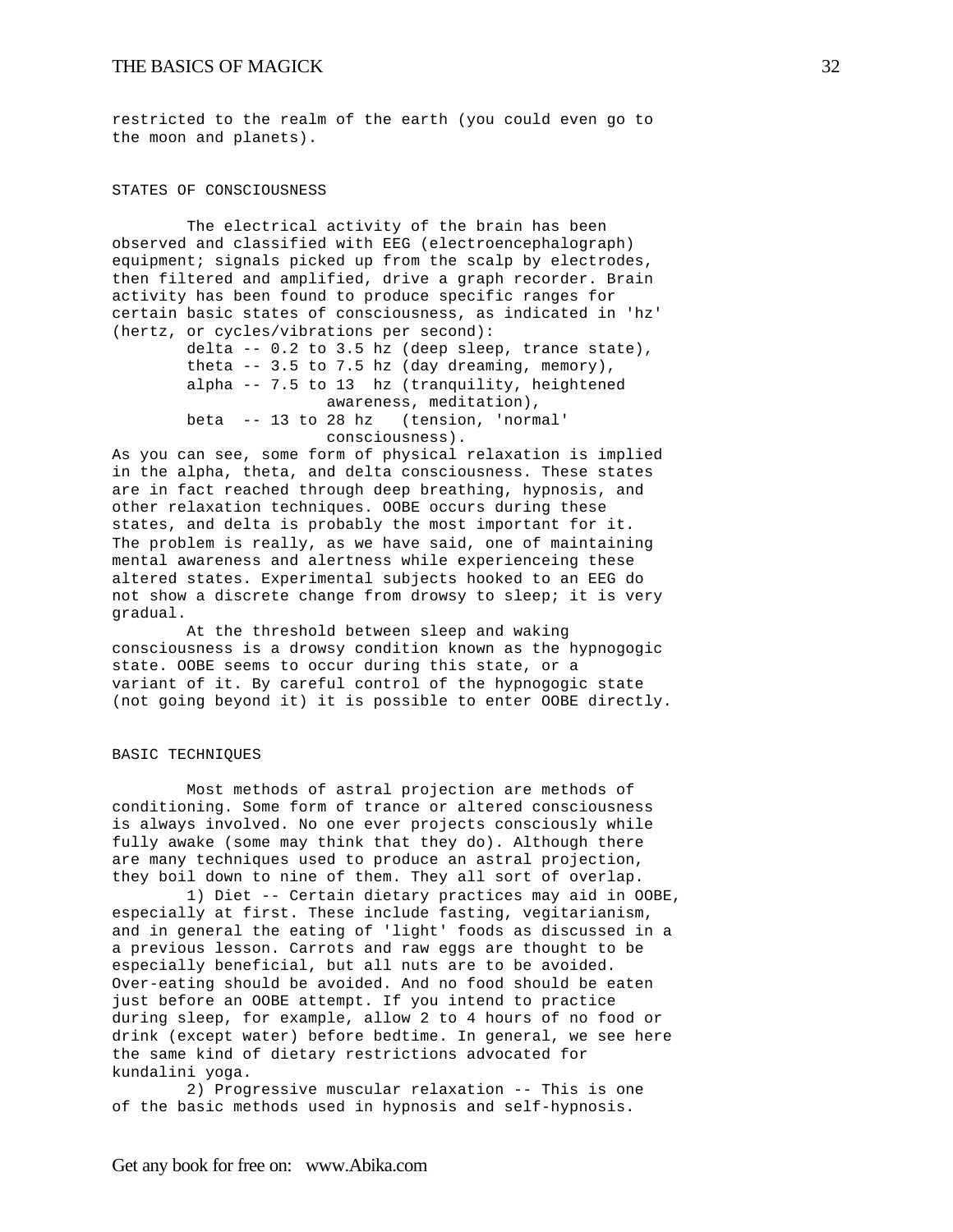restricted to the realm of the earth (you could even go to the moon and planets).

## STATES OF CONSCIOUSNESS

The electrical activity of the brain has been observed and classified with EEG (electroencephalograph) equipment; signals picked up from the scalp by electrodes, then filtered and amplified, drive a graph recorder. Brain activity has been found to produce specific ranges for certain basic states of consciousness, as indicated in 'hz' (hertz, or cycles/vibrations per second):

- delta -- 0.2 to 3.5 hz (deep sleep, trance state),
- theta -- 3.5 to 7.5 hz (day dreaming, memory),
- alpha -- 7.5 to 13 hz (tranquility, heightened awareness, meditation),
- beta -- 13 to 28 hz (tension, 'normal' consciousness).

As you can see, some form of physical relaxation is implied in the alpha, theta, and delta consciousness. These states are in fact reached through deep breathing, hypnosis, and other relaxation techniques. OOBE occurs during these states, and delta is probably the most important for it. The problem is really, as we have said, one of maintaining mental awareness and alertness while experienceing these altered states. Experimental subjects hooked to an EEG do not show a discrete change from drowsy to sleep; it is very gradual.

At the threshold between sleep and waking consciousness is a drowsy condition known as the hypnogogic state. OOBE seems to occur during this state, or a variant of it. By careful control of the hypnogogic state (not going beyond it) it is possible to enter OOBE directly.

## BASIC TECHNIQUES

Most methods of astral projection are methods of conditioning. Some form of trance or altered consciousness is always involved. No one ever projects consciously while fully awake (some may think that they do). Although there are many techniques used to produce an astral projection, they boil down to nine of them. They all sort of overlap.

1) Diet -- Certain dietary practices may aid in OOBE, especially at first. These include fasting, vegitarianism, and in general the eating of 'light' foods as discussed in a a previous lesson. Carrots and raw eggs are thought to be especially beneficial, but all nuts are to be avoided. Over-eating should be avoided. And no food should be eaten just before an OOBE attempt. If you intend to practice during sleep, for example, allow 2 to 4 hours of no food or drink (except water) before bedtime. In general, we see here the same kind of dietary restrictions advocated for kundalini yoga.

2) Progressive muscular relaxation -- This is one of the basic methods used in hypnosis and self-hypnosis.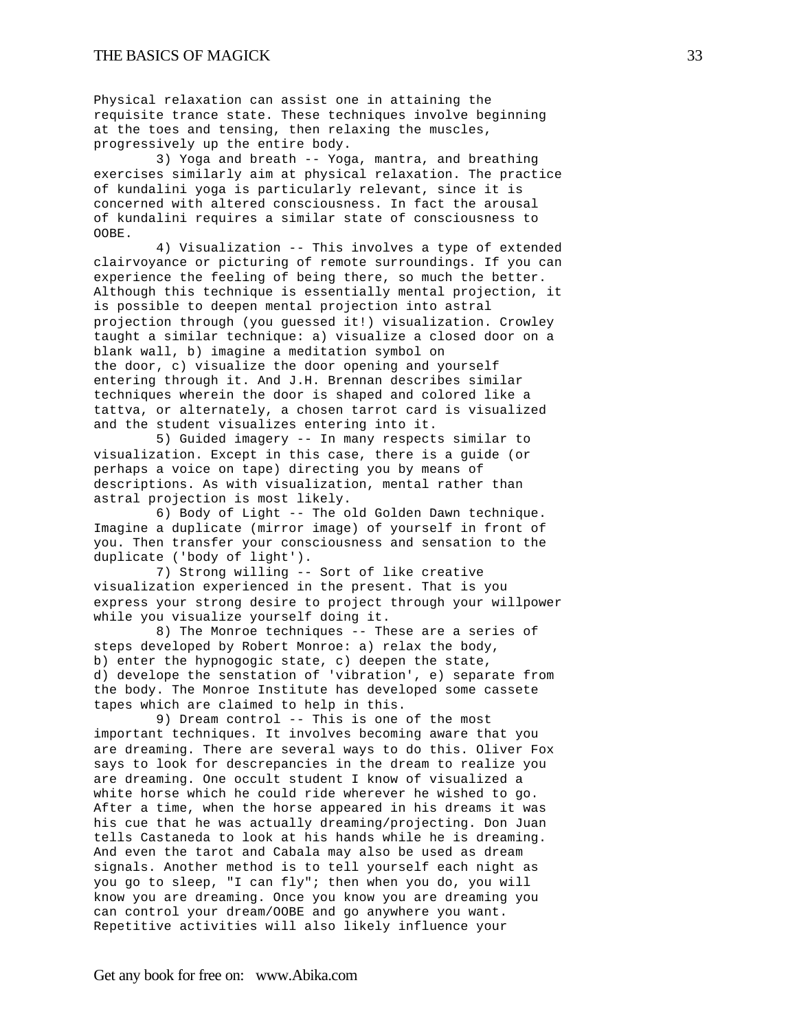Physical relaxation can assist one in attaining the requisite trance state. These techniques involve beginning at the toes and tensing, then relaxing the muscles, progressively up the entire body.

3) Yoga and breath -- Yoga, mantra, and breathing exercises similarly aim at physical relaxation. The practice of kundalini yoga is particularly relevant, since it is concerned with altered consciousness. In fact the arousal of kundalini requires a similar state of consciousness to OOBE.

4) Visualization -- This involves a type of extended clairvoyance or picturing of remote surroundings. If you can experience the feeling of being there, so much the better. Although this technique is essentially mental projection, it is possible to deepen mental projection into astral projection through (you guessed it!) visualization. Crowley taught a similar technique: a) visualize a closed door on a blank wall, b) imagine a meditation symbol on the door, c) visualize the door opening and yourself entering through it. And J.H. Brennan describes similar techniques wherein the door is shaped and colored like a tattva, or alternately, a chosen tarot card is visualized and the student visualizes entering into it.

5) Guided imagery -- In many respects similar to visualization. Except in this case, there is a guide (or perhaps a voice on tape) directing you by means of descriptions. As with visualization, mental rather than astral projection is most likely.

6) Body of Light -- The old Golden Dawn technique. Imagine a duplicate (mirror image) of yourself in front of you. Then transfer your consciousness and sensation to the duplicate ('body of light').

7) Strong willing -- Sort of like creative visualization experienced in the present. That is you express your strong desire to project through your willpower while you visualize yourself doing it.

8) The Monroe techniques -- These are a series of steps developed by Robert Monroe: a) relax the body, b) enter the hypnogogic state, c) deepen the state, d) develope the senstation of 'vibration', e) separate from the body. The Monroe Institute has developed some cassete tapes which are claimed to help in this.

9) Dream control -- This is one of the most important techniques. It involves becoming aware that you are dreaming. There are several ways to do this. Oliver Fox says to look for descrepancies in the dream to realize you are dreaming. One occult student I know of visualized a white horse which he could ride wherever he wished to go. After a time, when the horse appeared in his dreams it was his cue that he was actually dreaming/projecting. Don Juan tells Castaneda to look at his hands while he is dreaming. And even the tarot and Cabala may also be used as dream signals. Another method is to tell yourself each night as you go to sleep, "I can fly"; then when you do, you will know you are dreaming. Once you know you are dreaming you can control your dream/OOBE and go anywhere you want. Repetitive activities will also likely influence your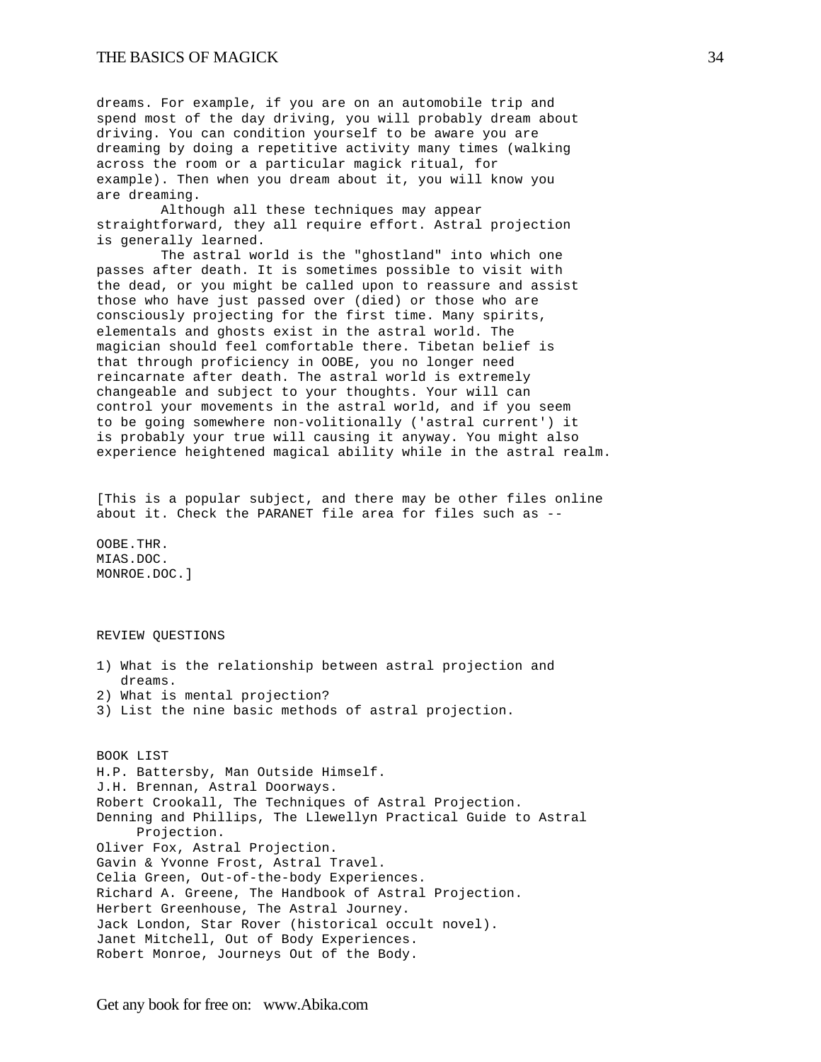dreams. For example, if you are on an automobile trip and spend most of the day driving, you will probably dream about driving. You can condition yourself to be aware you are dreaming by doing a repetitive activity many times (walking across the room or a particular magick ritual, for example). Then when you dream about it, you will know you are dreaming.

Although all these techniques may appear straightforward, they all require effort. Astral projection is generally learned.

The astral world is the "ghostland" into which one passes after death. It is sometimes possible to visit with the dead, or you might be called upon to reassure and assist those who have just passed over (died) or those who are consciously projecting for the first time. Many spirits, elementals and ghosts exist in the astral world. The magician should feel comfortable there. Tibetan belief is that through proficiency in OOBE, you no longer need reincarnate after death. The astral world is extremely changeable and subject to your thoughts. Your will can control your movements in the astral world, and if you seem to be going somewhere non-volitionally ('astral current') it is probably your true will causing it anyway. You might also experience heightened magical ability while in the astral realm.

[This is a popular subject, and there may be other files online about it. Check the PARANET file area for files such as --

OOBE.THR.
MIAS.DOC.
MONROE.DOC.]

REVIEW QUESTIONS

1) What is the relationship between astral projection and dreams.
2) What is mental projection?
3) List the nine basic methods of astral projection.

BOOK LIST

H.P. Battersby, Man Outside Himself.
J.H. Brennan, Astral Doorways.
Robert Crookall, The Techniques of Astral Projection.
Denning and Phillips, The Llewellyn Practical Guide to Astral Projection.
Oliver Fox, Astral Projection.
Gavin & Yvonne Frost, Astral Travel.
Celia Green, Out-of-the-body Experiences.
Richard A. Greene, The Handbook of Astral Projection.
Herbert Greenhouse, The Astral Journey.
Jack London, Star Rover (historical occult novel).
Janet Mitchell, Out of Body Experiences.
Robert Monroe, Journeys Out of the Body.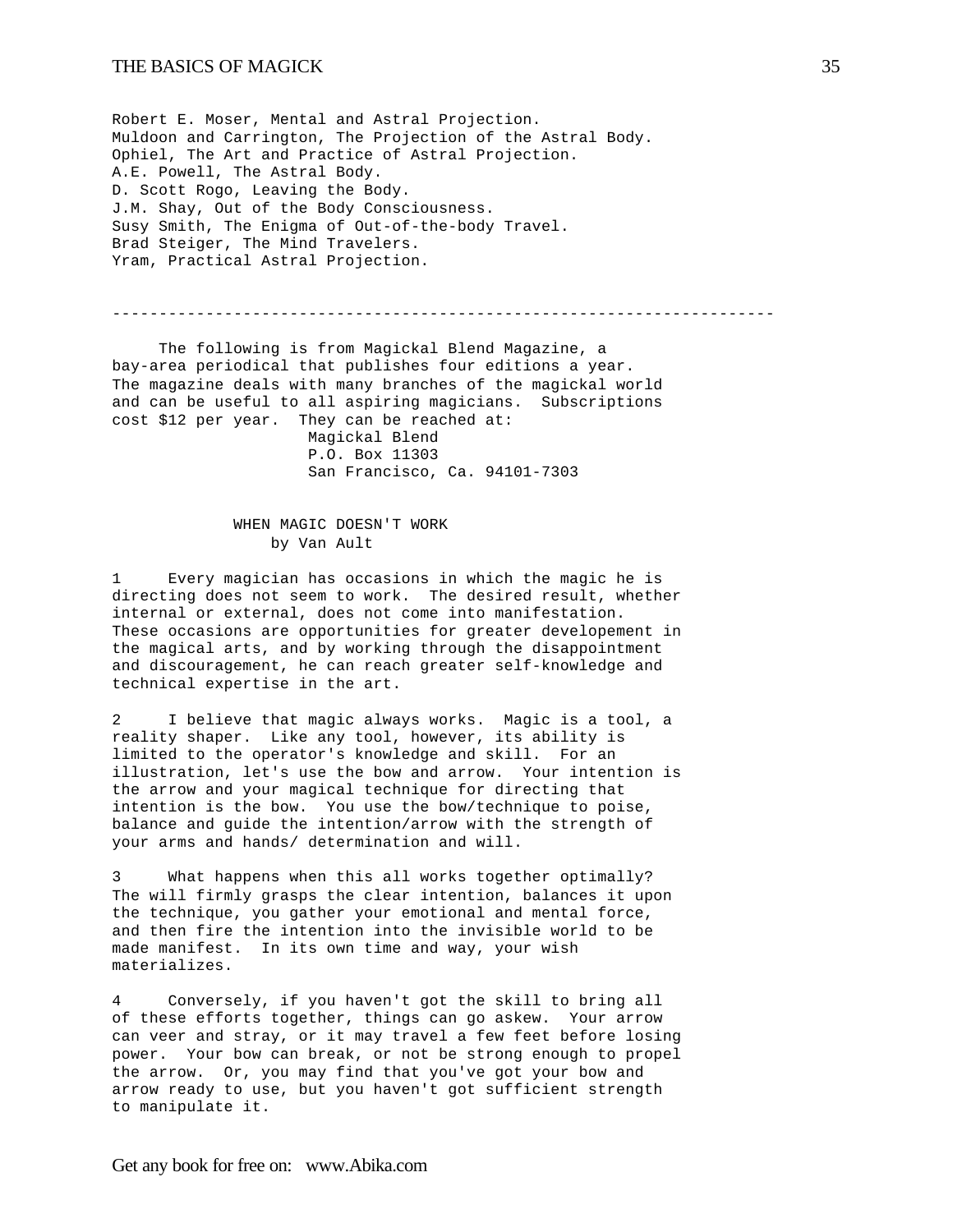Robert E. Moser, Mental and Astral Projection.
Muldoon and Carrington, The Projection of the Astral Body.
Ophiel, The Art and Practice of Astral Projection.
A.E. Powell, The Astral Body.
D. Scott Rogo, Leaving the Body.
J.M. Shay, Out of the Body Consciousness.
Susy Smith, The Enigma of Out-of-the-body Travel.
Brad Steiger, The Mind Travelers.
Yram, Practical Astral Projection.

---

The following is from Magickal Blend Magazine, a bay-area periodical that publishes four editions a year. The magazine deals with many branches of the magickal world and can be useful to all aspiring magicians. Subscriptions cost $12 per year. They can be reached at:

Magickal Blend
P.O. Box 11303
San Francisco, Ca. 94101-7303

## WHEN MAGIC DOESN'T WORK

by Van Ault

1 Every magician has occasions in which the magic he is directing does not seem to work. The desired result, whether internal or external, does not come into manifestation. These occasions are opportunities for greater developement in the magical arts, and by working through the disappointment and discouragement, he can reach greater self-knowledge and technical expertise in the art.

2 I believe that magic always works. Magic is a tool, a reality shaper. Like any tool, however, its ability is limited to the operator's knowledge and skill. For an illustration, let's use the bow and arrow. Your intention is the arrow and your magical technique for directing that intention is the bow. You use the bow/technique to poise, balance and guide the intention/arrow with the strength of your arms and hands/ determination and will.

3 What happens when this all works together optimally? The will firmly grasps the clear intention, balances it upon the technique, you gather your emotional and mental force, and then fire the intention into the invisible world to be made manifest. In its own time and way, your wish materializes.

4 Conversely, if you haven't got the skill to bring all of these efforts together, things can go askew. Your arrow can veer and stray, or it may travel a few feet before losing power. Your bow can break, or not be strong enough to propel the arrow. Or, you may find that you've got your bow and arrow ready to use, but you haven't got sufficient strength to manipulate it.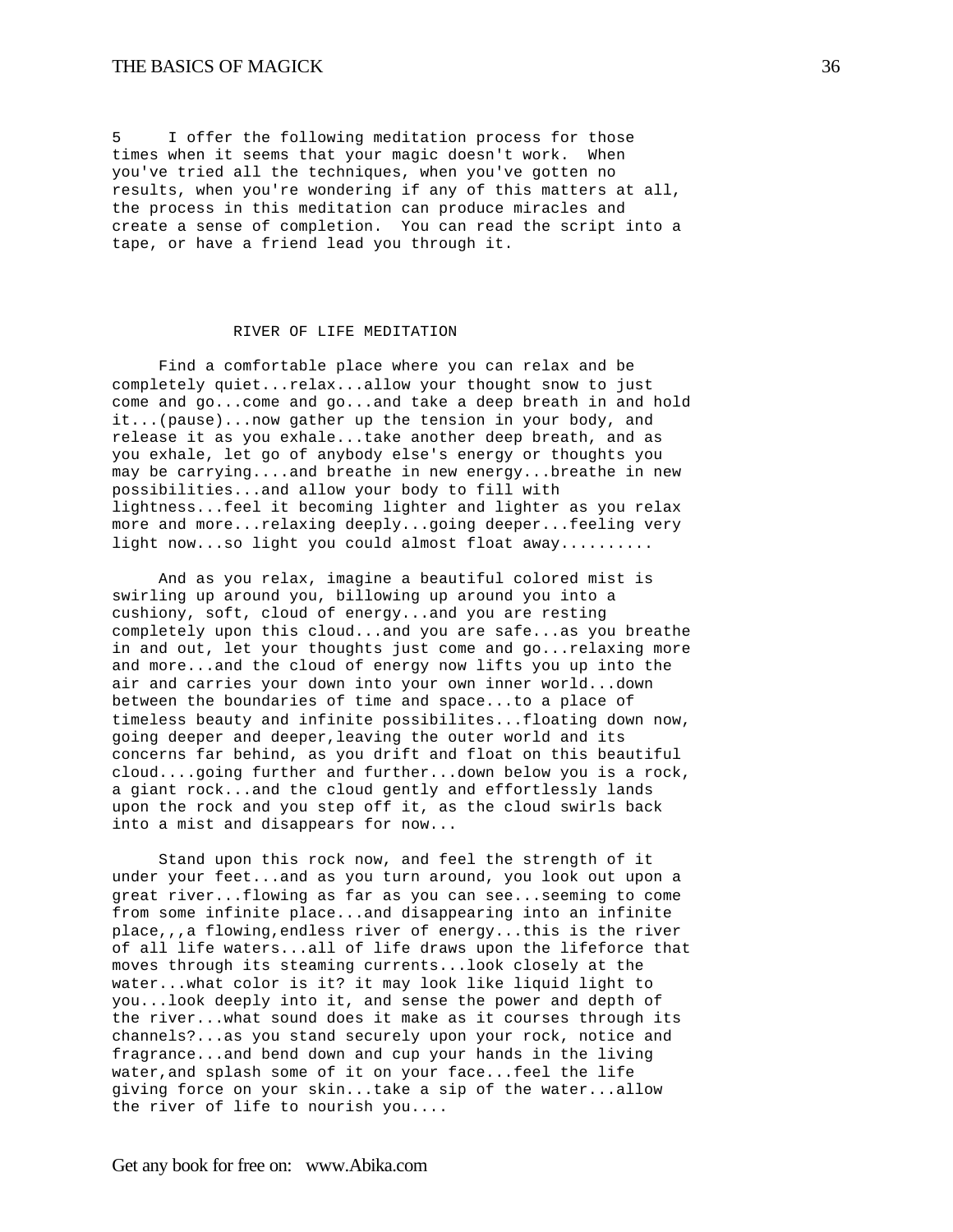5 I offer the following meditation process for those times when it seems that your magic doesn't work. When you've tried all the techniques, when you've gotten no results, when you're wondering if any of this matters at all, the process in this meditation can produce miracles and create a sense of completion. You can read the script into a tape, or have a friend lead you through it.

## RIVER OF LIFE MEDITATION

Find a comfortable place where you can relax and be completely quiet...relax...allow your thought snow to just come and go...come and go...and take a deep breath in and hold it...(pause)...now gather up the tension in your body, and release it as you exhale...take another deep breath, and as you exhale, let go of anybody else's energy or thoughts you may be carrying....and breathe in new energy...breathe in new possibilities...and allow your body to fill with lightness...feel it becoming lighter and lighter as you relax more and more...relaxing deeply...going deeper...feeling very light now...so light you could almost float away..........

And as you relax, imagine a beautiful colored mist is swirling up around you, billowing up around you into a cushiony, soft, cloud of energy...and you are resting completely upon this cloud...and you are safe...as you breathe in and out, let your thoughts just come and go...relaxing more and more...and the cloud of energy now lifts you up into the air and carries your down into your own inner world...down between the boundaries of time and space...to a place of timeless beauty and infinite possibilites...floating down now, going deeper and deeper,leaving the outer world and its concerns far behind, as you drift and float on this beautiful cloud....going further and further...down below you is a rock, a giant rock...and the cloud gently and effortlessly lands upon the rock and you step off it, as the cloud swirls back into a mist and disappears for now...

Stand upon this rock now, and feel the strength of it under your feet...and as you turn around, you look out upon a great river...flowing as far as you can see...seeming to come from some infinite place...and disappearing into an infinite place,,,a flowing,endless river of energy...this is the river of all life waters...all of life draws upon the lifeforce that moves through its steaming currents...look closely at the water...what color is it? it may look like liquid light to you...look deeply into it, and sense the power and depth of the river...what sound does it make as it courses through its channels?...as you stand securely upon your rock, notice and fragrance...and bend down and cup your hands in the living water,and splash some of it on your face...feel the life giving force on your skin...take a sip of the water...allow the river of life to nourish you....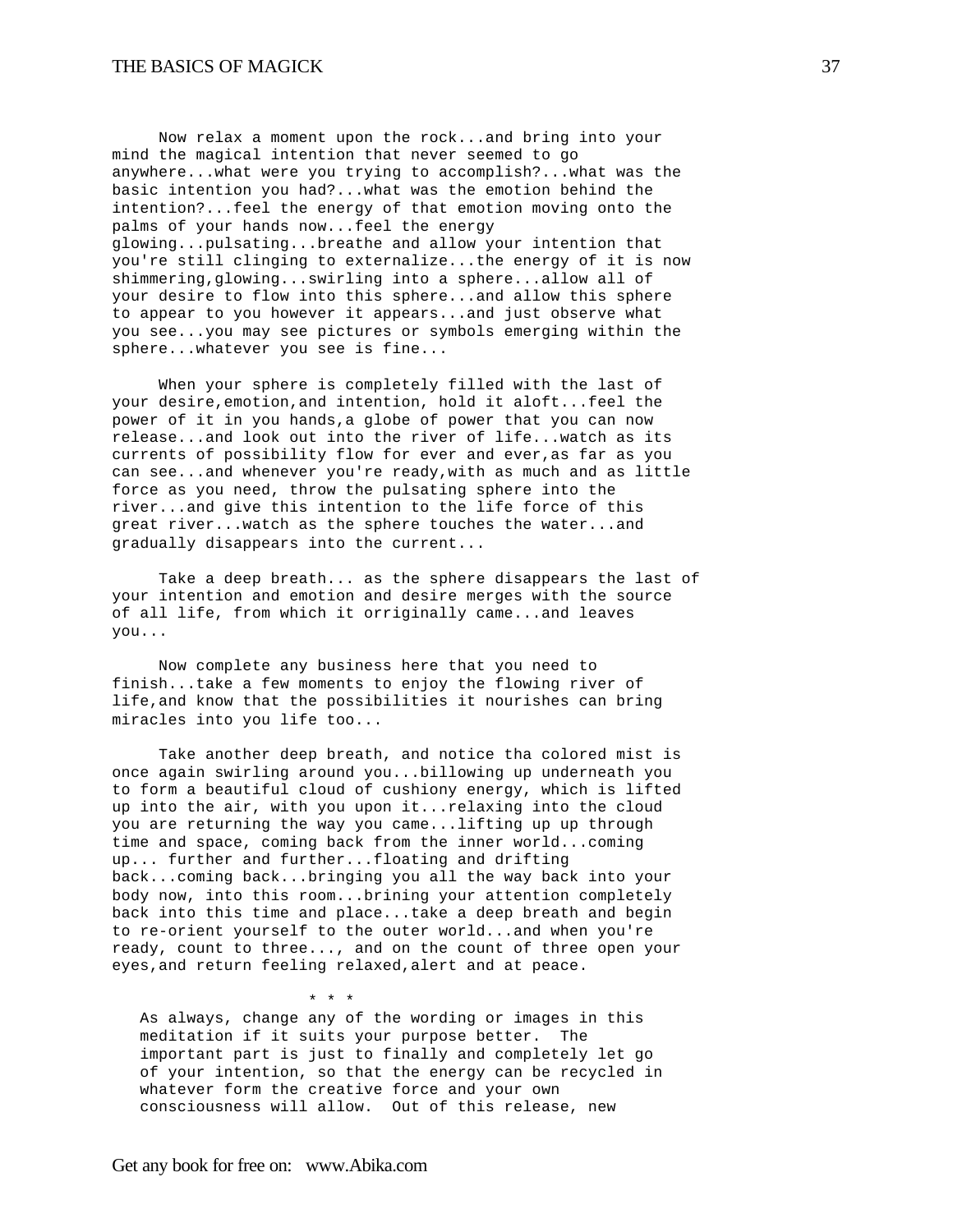Now relax a moment upon the rock...and bring into your mind the magical intention that never seemed to go anywhere...what were you trying to accomplish?...what was the basic intention you had?...what was the emotion behind the intention?...feel the energy of that emotion moving onto the palms of your hands now...feel the energy glowing...pulsating...breathe and allow your intention that you're still clinging to externalize...the energy of it is now shimmering,glowing...swirling into a sphere...allow all of your desire to flow into this sphere...and allow this sphere to appear to you however it appears...and just observe what you see...you may see pictures or symbols emerging within the sphere...whatever you see is fine...

When your sphere is completely filled with the last of your desire,emotion,and intention, hold it aloft...feel the power of it in you hands,a globe of power that you can now release...and look out into the river of life...watch as its currents of possibility flow for ever and ever,as far as you can see...and whenever you're ready,with as much and as little force as you need, throw the pulsating sphere into the river...and give this intention to the life force of this great river...watch as the sphere touches the water...and gradually disappears into the current...

Take a deep breath... as the sphere disappears the last of your intention and emotion and desire merges with the source of all life, from which it orriginally came...and leaves you...

Now complete any business here that you need to finish...take a few moments to enjoy the flowing river of life,and know that the possibilities it nourishes can bring miracles into you life too...

Take another deep breath, and notice tha colored mist is once again swirling around you...billowing up underneath you to form a beautiful cloud of cushiony energy, which is lifted up into the air, with you upon it...relaxing into the cloud you are returning the way you came...lifting up up through time and space, coming back from the inner world...coming up... further and further...floating and drifting back...coming back...bringing you all the way back into your body now, into this room...brining your attention completely back into this time and place...take a deep breath and begin to re-orient yourself to the outer world...and when you're ready, count to three..., and on the count of three open your eyes,and return feeling relaxed,alert and at peace.

\* \* \*

As always, change any of the wording or images in this meditation if it suits your purpose better. The important part is just to finally and completely let go of your intention, so that the energy can be recycled in whatever form the creative force and your own consciousness will allow. Out of this release, new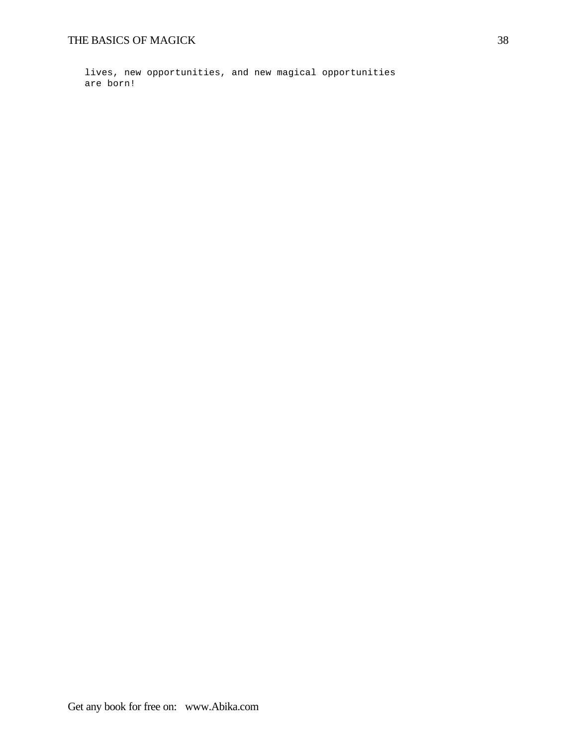lives, new opportunities, and new magical opportunities are born!